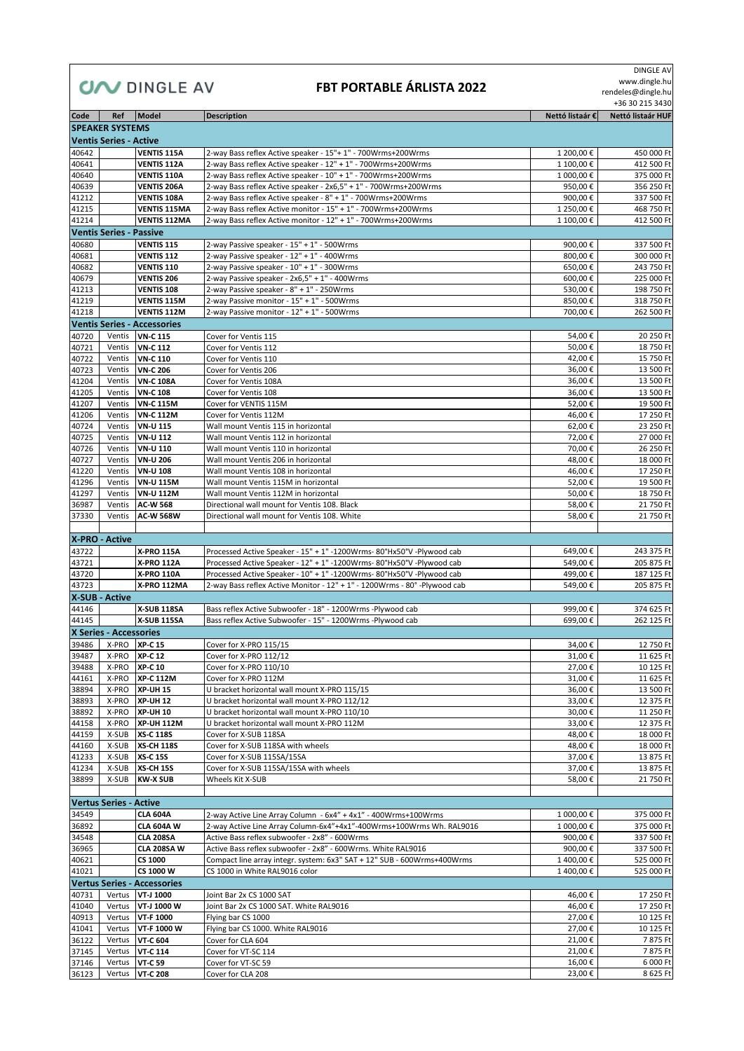DINGLE AV

# FBT PORTABLE ÁRLISTA 2022

DINGLE AV
www.dingle.hu
rendeles@dingle.hu
+36 30 215 3430

| Code | Ref | Model | Description | Nettó listaár € | Nettó listaár HUF |
|---|---|---|---|---|---|
| **SPEAKER SYSTEMS** | | | | | |
| **Ventis Series - Active** | | | | | |
| 40642 | | **VENTIS 115A** | 2-way Bass reflex Active speaker - 15"+ 1" - 700Wrms+200Wrms | 1 200,00 € | 450 000 Ft |
| 40641 | | **VENTIS 112A** | 2-way Bass reflex Active speaker - 12" + 1" - 700Wrms+200Wrms | 1 100,00 € | 412 500 Ft |
| 40640 | | **VENTIS 110A** | 2-way Bass reflex Active speaker - 10" + 1" - 700Wrms+200Wrms | 1 000,00 € | 375 000 Ft |
| 40639 | | **VENTIS 206A** | 2-way Bass reflex Active speaker - 2x6,5" + 1" - 700Wrms+200Wrms | 950,00 € | 356 250 Ft |
| 41212 | | **VENTIS 108A** | 2-way Bass reflex Active speaker - 8" + 1" - 700Wrms+200Wrms | 900,00 € | 337 500 Ft |
| 41215 | | **VENTIS 115MA** | 2-way Bass reflex Active monitor - 15" + 1" - 700Wrms+200Wrms | 1 250,00 € | 468 750 Ft |
| 41214 | | **VENTIS 112MA** | 2-way Bass reflex Active monitor - 12" + 1" - 700Wrms+200Wrms | 1 100,00 € | 412 500 Ft |
| **Ventis Series - Passive** | | | | | |
| 40680 | | **VENTIS 115** | 2-way Passive speaker - 15" + 1" - 500Wrms | 900,00 € | 337 500 Ft |
| 40681 | | **VENTIS 112** | 2-way Passive speaker - 12" + 1" - 400Wrms | 800,00 € | 300 000 Ft |
| 40682 | | **VENTIS 110** | 2-way Passive speaker - 10" + 1" - 300Wrms | 650,00 € | 243 750 Ft |
| 40679 | | **VENTIS 206** | 2-way Passive speaker - 2x6,5" + 1" - 400Wrms | 600,00 € | 225 000 Ft |
| 41213 | | **VENTIS 108** | 2-way Passive speaker - 8" + 1" - 250Wrms | 530,00 € | 198 750 Ft |
| 41219 | | **VENTIS 115M** | 2-way Passive monitor - 15" + 1" - 500Wrms | 850,00 € | 318 750 Ft |
| 41218 | | **VENTIS 112M** | 2-way Passive monitor - 12" + 1" - 500Wrms | 700,00 € | 262 500 Ft |
| **Ventis Series - Accessories** | | | | | |
| 40720 | Ventis | **VN-C 115** | Cover for Ventis 115 | 54,00 € | 20 250 Ft |
| 40721 | Ventis | **VN-C 112** | Cover for Ventis 112 | 50,00 € | 18 750 Ft |
| 40722 | Ventis | **VN-C 110** | Cover for Ventis 110 | 42,00 € | 15 750 Ft |
| 40723 | Ventis | **VN-C 206** | Cover for Ventis 206 | 36,00 € | 13 500 Ft |
| 41204 | Ventis | **VN-C 108A** | Cover for Ventis 108A | 36,00 € | 13 500 Ft |
| 41205 | Ventis | **VN-C 108** | Cover for Ventis 108 | 36,00 € | 13 500 Ft |
| 41207 | Ventis | **VN-C 115M** | Cover for VENTIS 115M | 52,00 € | 19 500 Ft |
| 41206 | Ventis | **VN-C 112M** | Cover for Ventis 112M | 46,00 € | 17 250 Ft |
| 40724 | Ventis | **VN-U 115** | Wall mount Ventis 115 in horizontal | 62,00 € | 23 250 Ft |
| 40725 | Ventis | **VN-U 112** | Wall mount Ventis 112 in horizontal | 72,00 € | 27 000 Ft |
| 40726 | Ventis | **VN-U 110** | Wall mount Ventis 110 in horizontal | 70,00 € | 26 250 Ft |
| 40727 | Ventis | **VN-U 206** | Wall mount Ventis 206 in horizontal | 48,00 € | 18 000 Ft |
| 41220 | Ventis | **VN-U 108** | Wall mount Ventis 108 in horizontal | 46,00 € | 17 250 Ft |
| 41296 | Ventis | **VN-U 115M** | Wall mount Ventis 115M in horizontal | 52,00 € | 19 500 Ft |
| 41297 | Ventis | **VN-U 112M** | Wall mount Ventis 112M in horizontal | 50,00 € | 18 750 Ft |
| 36987 | Ventis | **AC-W 568** | Directional wall mount for Ventis 108. Black | 58,00 € | 21 750 Ft |
| 37330 | Ventis | **AC-W 568W** | Directional wall mount for Ventis 108. White | 58,00 € | 21 750 Ft |
| | | | | | |
| **X-PRO - Active** | | | | | |
| 43722 | | **X-PRO 115A** | Processed Active Speaker - 15" + 1" -1200Wrms- 80°Hx50°V -Plywood cab | 649,00 € | 243 375 Ft |
| 43721 | | **X-PRO 112A** | Processed Active Speaker - 12" + 1" -1200Wrms- 80°Hx50°V -Plywood cab | 549,00 € | 205 875 Ft |
| 43720 | | **X-PRO 110A** | Processed Active Speaker - 10" + 1" -1200Wrms- 80°Hx50°V -Plywood cab | 499,00 € | 187 125 Ft |
| 43723 | | **X-PRO 112MA** | 2-way Bass reflex Active Monitor - 12" + 1" - 1200Wrms - 80° -Plywood cab | 549,00 € | 205 875 Ft |
| **X-SUB - Active** | | | | | |
| 44146 | | **X-SUB 118SA** | Bass reflex Active Subwoofer - 18" - 1200Wrms -Plywood cab | 999,00 € | 374 625 Ft |
| 44145 | | **X-SUB 115SA** | Bass reflex Active Subwoofer - 15" - 1200Wrms -Plywood cab | 699,00 € | 262 125 Ft |
| **X Series - Accessories** | | | | | |
| 39486 | X-PRO | **XP-C 15** | Cover for X-PRO 115/15 | 34,00 € | 12 750 Ft |
| 39487 | X-PRO | **XP-C 12** | Cover for X-PRO 112/12 | 31,00 € | 11 625 Ft |
| 39488 | X-PRO | **XP-C 10** | Cover for X-PRO 110/10 | 27,00 € | 10 125 Ft |
| 44161 | X-PRO | **XP-C 112M** | Cover for X-PRO 112M | 31,00 € | 11 625 Ft |
| 38894 | X-PRO | **XP-UH 15** | U bracket horizontal wall mount X-PRO 115/15 | 36,00 € | 13 500 Ft |
| 38893 | X-PRO | **XP-UH 12** | U bracket horizontal wall mount X-PRO 112/12 | 33,00 € | 12 375 Ft |
| 38892 | X-PRO | **XP-UH 10** | U bracket horizontal wall mount X-PRO 110/10 | 30,00 € | 11 250 Ft |
| 44158 | X-PRO | **XP-UH 112M** | U bracket horizontal wall mount X-PRO 112M | 33,00 € | 12 375 Ft |
| 44159 | X-SUB | **XS-C 118S** | Cover for X-SUB 118SA | 48,00 € | 18 000 Ft |
| 44160 | X-SUB | **XS-CH 118S** | Cover for X-SUB 118SA with wheels | 48,00 € | 18 000 Ft |
| 41233 | X-SUB | **XS-C 15S** | Cover for X-SUB 115SA/15SA | 37,00 € | 13 875 Ft |
| 41234 | X-SUB | **XS-CH 15S** | Cover for X-SUB 115SA/15SA with wheels | 37,00 € | 13 875 Ft |
| 38899 | X-SUB | **KW-X SUB** | Wheels Kit X-SUB | 58,00 € | 21 750 Ft |
| | | | | | |
| **Vertus Series - Active** | | | | | |
| 34549 | | **CLA 604A** | 2-way Active Line Array Column - 6x4" + 4x1" - 400Wrms+100Wrms | 1 000,00 € | 375 000 Ft |
| 36892 | | **CLA 604A W** | 2-way Active Line Array Column-6x4"+4x1"-400Wrms+100Wrms Wh. RAL9016 | 1 000,00 € | 375 000 Ft |
| 34548 | | **CLA 208SA** | Active Bass reflex subwoofer - 2x8" - 600Wrms | 900,00 € | 337 500 Ft |
| 36965 | | **CLA 208SA W** | Active Bass reflex subwoofer - 2x8" - 600Wrms. White RAL9016 | 900,00 € | 337 500 Ft |
| 40621 | | **CS 1000** | Compact line array integr. system: 6x3" SAT + 12" SUB - 600Wrms+400Wrms | 1 400,00 € | 525 000 Ft |
| 41021 | | **CS 1000 W** | CS 1000 in White RAL9016 color | 1 400,00 € | 525 000 Ft |
| **Vertus Series - Accessories** | | | | | |
| 40731 | Vertus | **VT-J 1000** | Joint Bar 2x CS 1000 SAT | 46,00 € | 17 250 Ft |
| 41040 | Vertus | **VT-J 1000 W** | Joint Bar 2x CS 1000 SAT. White RAL9016 | 46,00 € | 17 250 Ft |
| 40913 | Vertus | **VT-F 1000** | Flying bar CS 1000 | 27,00 € | 10 125 Ft |
| 41041 | Vertus | **VT-F 1000 W** | Flying bar CS 1000. White RAL9016 | 27,00 € | 10 125 Ft |
| 36122 | Vertus | **VT-C 604** | Cover for CLA 604 | 21,00 € | 7 875 Ft |
| 37145 | Vertus | **VT-C 114** | Cover for VT-SC 114 | 21,00 € | 7 875 Ft |
| 37146 | Vertus | **VT-C 59** | Cover for VT-SC 59 | 16,00 € | 6 000 Ft |
| 36123 | Vertus | **VT-C 208** | Cover for CLA 208 | 23,00 € | 8 625 Ft |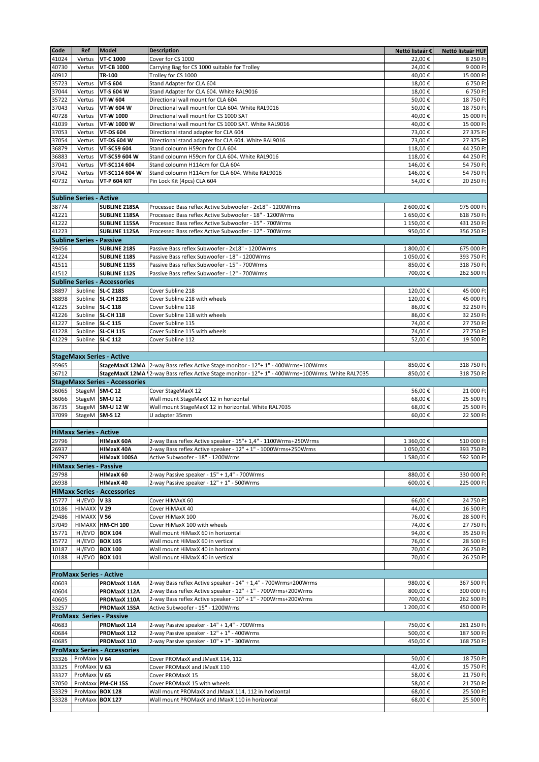| Code | Ref | Model | Description | Nettó listaár € | Nettó listaár HUF |
|---|---|---|---|---|---|
| 41024 | Vertus | **VT-C 1000** | Cover for CS 1000 | 22,00 € | 8 250 Ft |
| 40730 | Vertus | **VT-CB 1000** | Carrying Bag for CS 1000 suitable for Trolley | 24,00 € | 9 000 Ft |
| 40912 | | **TR-100** | Trolley for CS 1000 | 40,00 € | 15 000 Ft |
| 35723 | Vertus | **VT-S 604** | Stand Adapter for CLA 604 | 18,00 € | 6 750 Ft |
| 37044 | Vertus | **VT-S 604 W** | Stand Adapter for CLA 604. White RAL9016 | 18,00 € | 6 750 Ft |
| 35722 | Vertus | **VT-W 604** | Directional wall mount for CLA 604 | 50,00 € | 18 750 Ft |
| 37043 | Vertus | **VT-W 604 W** | Directional wall mount for CLA 604. White RAL9016 | 50,00 € | 18 750 Ft |
| 40728 | Vertus | **VT-W 1000** | Directional wall mount for CS 1000 SAT | 40,00 € | 15 000 Ft |
| 41039 | Vertus | **VT-W 1000 W** | Directional wall mount for CS 1000 SAT. White RAL9016 | 40,00 € | 15 000 Ft |
| 37053 | Vertus | **VT-DS 604** | Directional stand adapter for CLA 604 | 73,00 € | 27 375 Ft |
| 37054 | Vertus | **VT-DS 604 W** | Directional stand adapter for CLA 604. White RAL9016 | 73,00 € | 27 375 Ft |
| 36879 | Vertus | **VT-SC59 604** | Stand coloumn H59cm for CLA 604 | 118,00 € | 44 250 Ft |
| 36883 | Vertus | **VT-SC59 604 W** | Stand coloumn H59cm for CLA 604. White RAL9016 | 118,00 € | 44 250 Ft |
| 37041 | Vertus | **VT-SC114 604** | Stand coloumn H114cm for CLA 604 | 146,00 € | 54 750 Ft |
| 37042 | Vertus | **VT-SC114 604 W** | Stand coloumn H114cm for CLA 604. White RAL9016 | 146,00 € | 54 750 Ft |
| 40732 | Vertus | **VT-P 604 KIT** | Pin Lock Kit (4pcs) CLA 604 | 54,00 € | 20 250 Ft |
| | | | | | |
| **Subline Series - Active** | | | | | |
| 38774 | | **SUBLINE 218SA** | Processed Bass reflex Active Subwoofer - 2x18" - 1200Wrms | 2 600,00 € | 975 000 Ft |
| 41221 | | **SUBLINE 118SA** | Processed Bass reflex Active Subwoofer - 18" - 1200Wrms | 1 650,00 € | 618 750 Ft |
| 41222 | | **SUBLINE 115SA** | Processed Bass reflex Active Subwoofer - 15" - 700Wrms | 1 150,00 € | 431 250 Ft |
| 41223 | | **SUBLINE 112SA** | Processed Bass reflex Active Subwoofer - 12" - 700Wrms | 950,00 € | 356 250 Ft |
| **Subline Series - Passive** | | | | | |
| 39456 | | **SUBLINE 218S** | Passive Bass reflex Subwoofer - 2x18" - 1200Wrms | 1 800,00 € | 675 000 Ft |
| 41224 | | **SUBLINE 118S** | Passive Bass reflex Subwoofer - 18" - 1200Wrms | 1 050,00 € | 393 750 Ft |
| 41511 | | **SUBLINE 115S** | Passive Bass reflex Subwoofer - 15" - 700Wrms | 850,00 € | 318 750 Ft |
| 41512 | | **SUBLINE 112S** | Passive Bass reflex Subwoofer - 12" - 700Wrms | 700,00 € | 262 500 Ft |
| **Subline Series - Accessories** | | | | | |
| 38897 | Subline | **SL-C 218S** | Cover Subline 218 | 120,00 € | 45 000 Ft |
| 38898 | Subline | **SL-CH 218S** | Cover Subline 218 with wheels | 120,00 € | 45 000 Ft |
| 41225 | Subline | **SL-C 118** | Cover Subline 118 | 86,00 € | 32 250 Ft |
| 41226 | Subline | **SL-CH 118** | Cover Subline 118 with wheels | 86,00 € | 32 250 Ft |
| 41227 | Subline | **SL-C 115** | Cover Subline 115 | 74,00 € | 27 750 Ft |
| 41228 | Subline | **SL-CH 115** | Cover Subline 115 with wheels | 74,00 € | 27 750 Ft |
| 41229 | Subline | **SL-C 112** | Cover Subline 112 | 52,00 € | 19 500 Ft |
| | | | | | |
| **StageMaxx Series - Active** | | | | | |
| 35965 | | **StageMaxX 12MA** | 2-way Bass reflex Active Stage monitor - 12"+ 1" - 400Wrms+100Wrms | 850,00 € | 318 750 Ft |
| 36712 | | **StageMaxX 12MA** | 2-way Bass reflex Active Stage monitor - 12"+ 1" - 400Wrms+100Wrms. White RAL7035 | 850,00 € | 318 750 Ft |
| **StageMaxx Series - Accessories** | | | | | |
| 36065 | StageM | **SM-C 12** | Cover StageMaxX 12 | 56,00 € | 21 000 Ft |
| 36066 | StageM | **SM-U 12** | Wall mount StageMaxX 12 in horizontal | 68,00 € | 25 500 Ft |
| 36735 | StageM | **SM-U 12 W** | Wall mount StageMaxX 12 in horizontal. White RAL7035 | 68,00 € | 25 500 Ft |
| 37099 | StageM | **SM-S 12** | U adapter 35mm | 60,00 € | 22 500 Ft |
| | | | | | |
| **HiMaxx Series - Active** | | | | | |
| 29796 | | **HIMaxX 60A** | 2-way Bass reflex Active speaker - 15"+ 1,4" - 1100Wrms+250Wrms | 1 360,00 € | 510 000 Ft |
| 26937 | | **HIMaxX 40A** | 2-way Bass reflex Active speaker - 12" + 1" - 1000Wrms+250Wrms | 1 050,00 € | 393 750 Ft |
| 29797 | | **HIMaxX 100SA** | Active Subwoofer - 18" - 1200Wrms | 1 580,00 € | 592 500 Ft |
| **HiMaxx Series - Passive** | | | | | |
| 29798 | | **HIMaxX 60** | 2-way Passive speaker - 15" + 1,4" - 700Wrms | 880,00 € | 330 000 Ft |
| 26938 | | **HIMaxX 40** | 2-way Passive speaker - 12" + 1" - 500Wrms | 600,00 € | 225 000 Ft |
| **HiMaxx Series - Accessories** | | | | | |
| 15777 | HI/EVO | **V 33** | Cover HiMAxX 60 | 66,00 € | 24 750 Ft |
| 10186 | HIMAXX | **V 29** | Cover HiMAxX 40 | 44,00 € | 16 500 Ft |
| 29486 | HIMAXX | **V 56** | Cover HiMaxX 100 | 76,00 € | 28 500 Ft |
| 37049 | HIMAXX | **HM-CH 100** | Cover HiMaxX 100 with wheels | 74,00 € | 27 750 Ft |
| 15771 | HI/EVO | **BOX 104** | Wall mount HiMaxX 60 in horizontal | 94,00 € | 35 250 Ft |
| 15772 | HI/EVO | **BOX 105** | Wall mount HiMaxX 60 in vertical | 76,00 € | 28 500 Ft |
| 10187 | HI/EVO | **BOX 100** | Wall mount HiMaxX 40 in horizontal | 70,00 € | 26 250 Ft |
| 10188 | HI/EVO | **BOX 101** | Wall mount HiMaxX 40 in vertical | 70,00 € | 26 250 Ft |
| | | | | | |
| **ProMaxx Series - Active** | | | | | |
| 40603 | | **PROMaxX 114A** | 2-way Bass reflex Active speaker - 14" + 1,4" - 700Wrms+200Wrms | 980,00 € | 367 500 Ft |
| 40604 | | **PROMaxX 112A** | 2-way Bass reflex Active speaker - 12" + 1" - 700Wrms+200Wrms | 800,00 € | 300 000 Ft |
| 40605 | | **PROMaxX 110A** | 2-way Bass reflex Active speaker - 10" + 1" - 700Wrms+200Wrms | 700,00 € | 262 500 Ft |
| 33257 | | **PROMaxX 15SA** | Active Subwoofer - 15" - 1200Wrms | 1 200,00 € | 450 000 Ft |
| **ProMaxx Series - Passive** | | | | | |
| 40683 | | **PROMaxX 114** | 2-way Passive speaker - 14" + 1,4" - 700Wrms | 750,00 € | 281 250 Ft |
| 40684 | | **PROMaxX 112** | 2-way Passive speaker - 12" + 1" - 400Wrms | 500,00 € | 187 500 Ft |
| 40685 | | **PROMaxX 110** | 2-way Passive speaker - 10" + 1" - 300Wrms | 450,00 € | 168 750 Ft |
| **ProMaxx Series - Accessories** | | | | | |
| 33326 | ProMaxx | **V 64** | Cover PROMaxX and JMaxX 114, 112 | 50,00 € | 18 750 Ft |
| 33325 | ProMaxx | **V 63** | Cover PROMaxX and JMaxX 110 | 42,00 € | 15 750 Ft |
| 33327 | ProMaxx | **V 65** | Cover PROMaxX 15 | 58,00 € | 21 750 Ft |
| 37050 | ProMaxx | **PM-CH 15S** | Cover PROMaxX 15 with wheels | 58,00 € | 21 750 Ft |
| 33329 | ProMaxx | **BOX 128** | Wall mount PROMaxX and JMaxX 114, 112 in horizontal | 68,00 € | 25 500 Ft |
| 33328 | ProMaxx | **BOX 127** | Wall mount PROMaxX and JMaxX 110 in horizontal | 68,00 € | 25 500 Ft |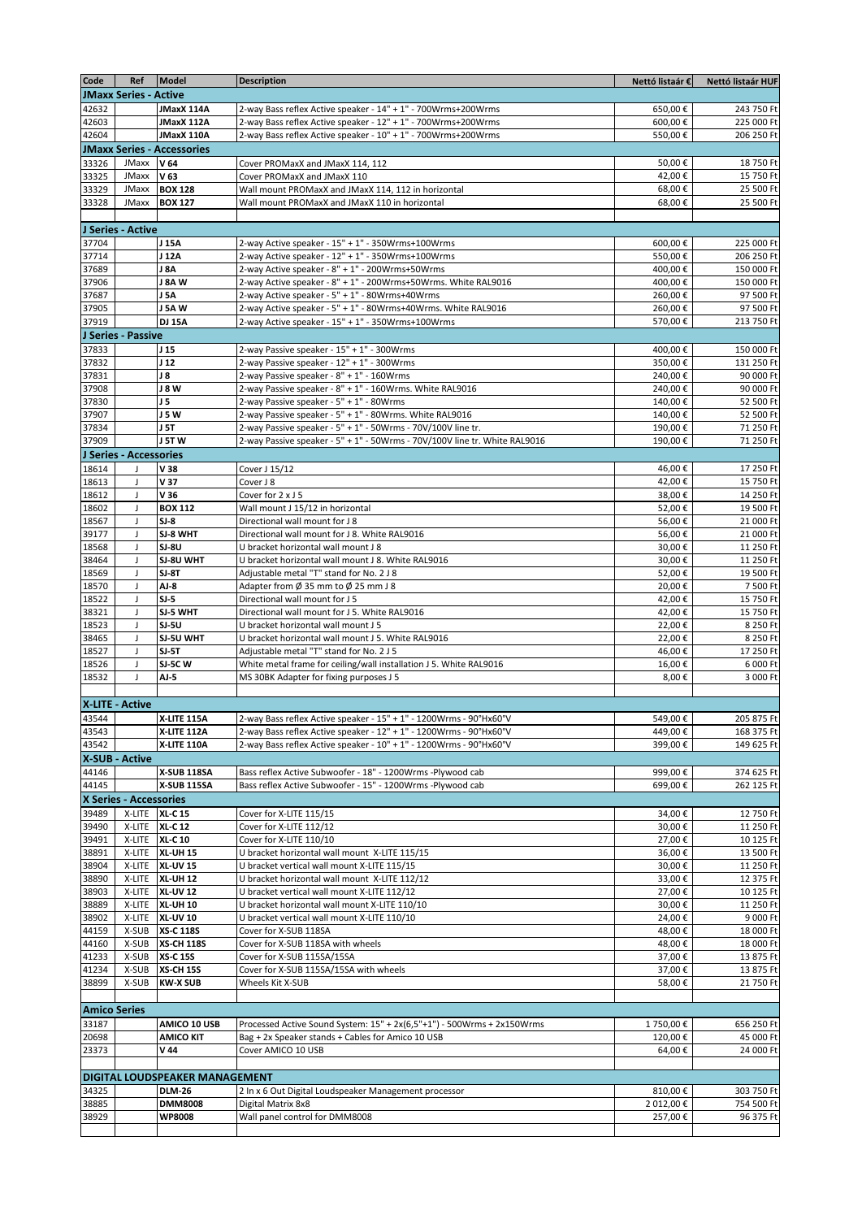| Code | Ref | Model | Description | Nettó listaár € | Nettó listaár HUF |
|---|---|---|---|---|---|
| **JMaxx Series - Active** | | | | | |
| 42632 | | **JMaxX 114A** | 2-way Bass reflex Active speaker - 14" + 1" - 700Wrms+200Wrms | 650,00 € | 243 750 Ft |
| 42603 | | **JMaxX 112A** | 2-way Bass reflex Active speaker - 12" + 1" - 700Wrms+200Wrms | 600,00 € | 225 000 Ft |
| 42604 | | **JMaxX 110A** | 2-way Bass reflex Active speaker - 10" + 1" - 700Wrms+200Wrms | 550,00 € | 206 250 Ft |
| **JMaxx Series - Accessories** | | | | | |
| 33326 | JMaxx | **V 64** | Cover PROMaxX and JMaxX 114, 112 | 50,00 € | 18 750 Ft |
| 33325 | JMaxx | **V 63** | Cover PROMaxX and JMaxX 110 | 42,00 € | 15 750 Ft |
| 33329 | JMaxx | **BOX 128** | Wall mount PROMaxX and JMaxX 114, 112 in horizontal | 68,00 € | 25 500 Ft |
| 33328 | JMaxx | **BOX 127** | Wall mount PROMaxX and JMaxX 110 in horizontal | 68,00 € | 25 500 Ft |
| | | | | | |
| **J Series - Active** | | | | | |
| 37704 | | **J 15A** | 2-way Active speaker - 15" + 1" - 350Wrms+100Wrms | 600,00 € | 225 000 Ft |
| 37714 | | **J 12A** | 2-way Active speaker - 12" + 1" - 350Wrms+100Wrms | 550,00 € | 206 250 Ft |
| 37689 | | **J 8A** | 2-way Active speaker - 8" + 1" - 200Wrms+50Wrms | 400,00 € | 150 000 Ft |
| 37906 | | **J 8A W** | 2-way Active speaker - 8" + 1" - 200Wrms+50Wrms. White RAL9016 | 400,00 € | 150 000 Ft |
| 37687 | | **J 5A** | 2-way Active speaker - 5" + 1" - 80Wrms+40Wrms | 260,00 € | 97 500 Ft |
| 37905 | | **J 5A W** | 2-way Active speaker - 5" + 1" - 80Wrms+40Wrms. White RAL9016 | 260,00 € | 97 500 Ft |
| 37919 | | **DJ 15A** | 2-way Active speaker - 15" + 1" - 350Wrms+100Wrms | 570,00 € | 213 750 Ft |
| **J Series - Passive** | | | | | |
| 37833 | | **J 15** | 2-way Passive speaker - 15" + 1" - 300Wrms | 400,00 € | 150 000 Ft |
| 37832 | | **J 12** | 2-way Passive speaker - 12" + 1" - 300Wrms | 350,00 € | 131 250 Ft |
| 37831 | | **J 8** | 2-way Passive speaker - 8" + 1" - 160Wrms | 240,00 € | 90 000 Ft |
| 37908 | | **J 8 W** | 2-way Passive speaker - 8" + 1" - 160Wrms. White RAL9016 | 240,00 € | 90 000 Ft |
| 37830 | | **J 5** | 2-way Passive speaker - 5" + 1" - 80Wrms | 140,00 € | 52 500 Ft |
| 37907 | | **J 5 W** | 2-way Passive speaker - 5" + 1" - 80Wrms. White RAL9016 | 140,00 € | 52 500 Ft |
| 37834 | | **J 5T** | 2-way Passive speaker - 5" + 1" - 50Wrms - 70V/100V line tr. | 190,00 € | 71 250 Ft |
| 37909 | | **J 5T W** | 2-way Passive speaker - 5" + 1" - 50Wrms - 70V/100V line tr. White RAL9016 | 190,00 € | 71 250 Ft |
| **J Series - Accessories** | | | | | |
| 18614 | J | **V 38** | Cover J 15/12 | 46,00 € | 17 250 Ft |
| 18613 | J | **V 37** | Cover J 8 | 42,00 € | 15 750 Ft |
| 18612 | J | **V 36** | Cover for 2 x J 5 | 38,00 € | 14 250 Ft |
| 18602 | J | **BOX 112** | Wall mount J 15/12 in horizontal | 52,00 € | 19 500 Ft |
| 18567 | J | **SJ-8** | Directional wall mount for J 8 | 56,00 € | 21 000 Ft |
| 39177 | J | **SJ-8 WHT** | Directional wall mount for J 8. White RAL9016 | 56,00 € | 21 000 Ft |
| 18568 | J | **SJ-8U** | U bracket horizontal wall mount J 8 | 30,00 € | 11 250 Ft |
| 38464 | J | **SJ-8U WHT** | U bracket horizontal wall mount J 8. White RAL9016 | 30,00 € | 11 250 Ft |
| 18569 | J | **SJ-8T** | Adjustable metal "T" stand for No. 2 J 8 | 52,00 € | 19 500 Ft |
| 18570 | J | **AJ-8** | Adapter from Ø 35 mm to Ø 25 mm J 8 | 20,00 € | 7 500 Ft |
| 18522 | J | **SJ-5** | Directional wall mount for J 5 | 42,00 € | 15 750 Ft |
| 38321 | J | **SJ-5 WHT** | Directional wall mount for J 5. White RAL9016 | 42,00 € | 15 750 Ft |
| 18523 | J | **SJ-5U** | U bracket horizontal wall mount J 5 | 22,00 € | 8 250 Ft |
| 38465 | J | **SJ-5U WHT** | U bracket horizontal wall mount J 5. White RAL9016 | 22,00 € | 8 250 Ft |
| 18527 | J | **SJ-5T** | Adjustable metal "T" stand for No. 2 J 5 | 46,00 € | 17 250 Ft |
| 18526 | J | **SJ-5C W** | White metal frame for ceiling/wall installation J 5. White RAL9016 | 16,00 € | 6 000 Ft |
| 18532 | J | **AJ-5** | M5 30BK Adapter for fixing purposes J 5 | 8,00 € | 3 000 Ft |
| | | | | | |
| **X-LITE - Active** | | | | | |
| 43544 | | **X-LITE 115A** | 2-way Bass reflex Active speaker - 15" + 1" - 1200Wrms - 90°Hx60°V | 549,00 € | 205 875 Ft |
| 43543 | | **X-LITE 112A** | 2-way Bass reflex Active speaker - 12" + 1" - 1200Wrms - 90°Hx60°V | 449,00 € | 168 375 Ft |
| 43542 | | **X-LITE 110A** | 2-way Bass reflex Active speaker - 10" + 1" - 1200Wrms - 90°Hx60°V | 399,00 € | 149 625 Ft |
| **X-SUB - Active** | | | | | |
| 44146 | | **X-SUB 118SA** | Bass reflex Active Subwoofer - 18" - 1200Wrms -Plywood cab | 999,00 € | 374 625 Ft |
| 44145 | | **X-SUB 115SA** | Bass reflex Active Subwoofer - 15" - 1200Wrms -Plywood cab | 699,00 € | 262 125 Ft |
| **X Series - Accessories** | | | | | |
| 39489 | X-LITE | **XL-C 15** | Cover for X-LITE 115/15 | 34,00 € | 12 750 Ft |
| 39490 | X-LITE | **XL-C 12** | Cover for X-LITE 112/12 | 30,00 € | 11 250 Ft |
| 39491 | X-LITE | **XL-C 10** | Cover for X-LITE 110/10 | 27,00 € | 10 125 Ft |
| 38891 | X-LITE | **XL-UH 15** | U bracket horizontal wall mount X-LITE 115/15 | 36,00 € | 13 500 Ft |
| 38904 | X-LITE | **XL-UV 15** | U bracket vertical wall mount X-LITE 115/15 | 30,00 € | 11 250 Ft |
| 38890 | X-LITE | **XL-UH 12** | U bracket horizontal wall mount X-LITE 112/12 | 33,00 € | 12 375 Ft |
| 38903 | X-LITE | **XL-UV 12** | U bracket vertical wall mount X-LITE 112/12 | 27,00 € | 10 125 Ft |
| 38889 | X-LITE | **XL-UH 10** | U bracket horizontal wall mount X-LITE 110/10 | 30,00 € | 11 250 Ft |
| 38902 | X-LITE | **XL-UV 10** | U bracket vertical wall mount X-LITE 110/10 | 24,00 € | 9 000 Ft |
| 44159 | X-SUB | **XS-C 118S** | Cover for X-SUB 118SA | 48,00 € | 18 000 Ft |
| 44160 | X-SUB | **XS-CH 118S** | Cover for X-SUB 118SA with wheels | 48,00 € | 18 000 Ft |
| 41233 | X-SUB | **XS-C 15S** | Cover for X-SUB 115SA/15SA | 37,00 € | 13 875 Ft |
| 41234 | X-SUB | **XS-CH 15S** | Cover for X-SUB 115SA/15SA with wheels | 37,00 € | 13 875 Ft |
| 38899 | X-SUB | **KW-X SUB** | Wheels Kit X-SUB | 58,00 € | 21 750 Ft |
| | | | | | |
| **Amico Series** | | | | | |
| 33187 | | **AMICO 10 USB** | Processed Active Sound System: 15" + 2x(6,5"+1") - 500Wrms + 2x150Wrms | 1 750,00 € | 656 250 Ft |
| 20698 | | **AMICO KIT** | Bag + 2x Speaker stands + Cables for Amico 10 USB | 120,00 € | 45 000 Ft |
| 23373 | | **V 44** | Cover AMICO 10 USB | 64,00 € | 24 000 Ft |
| | | | | | |
| **DIGITAL LOUDSPEAKER MANAGEMENT** | | | | | |
| 34325 | | **DLM-26** | 2 In x 6 Out Digital Loudspeaker Management processor | 810,00 € | 303 750 Ft |
| 38885 | | **DMM8008** | Digital Matrix 8x8 | 2 012,00 € | 754 500 Ft |
| 38929 | | **WP8008** | Wall panel control for DMM8008 | 257,00 € | 96 375 Ft |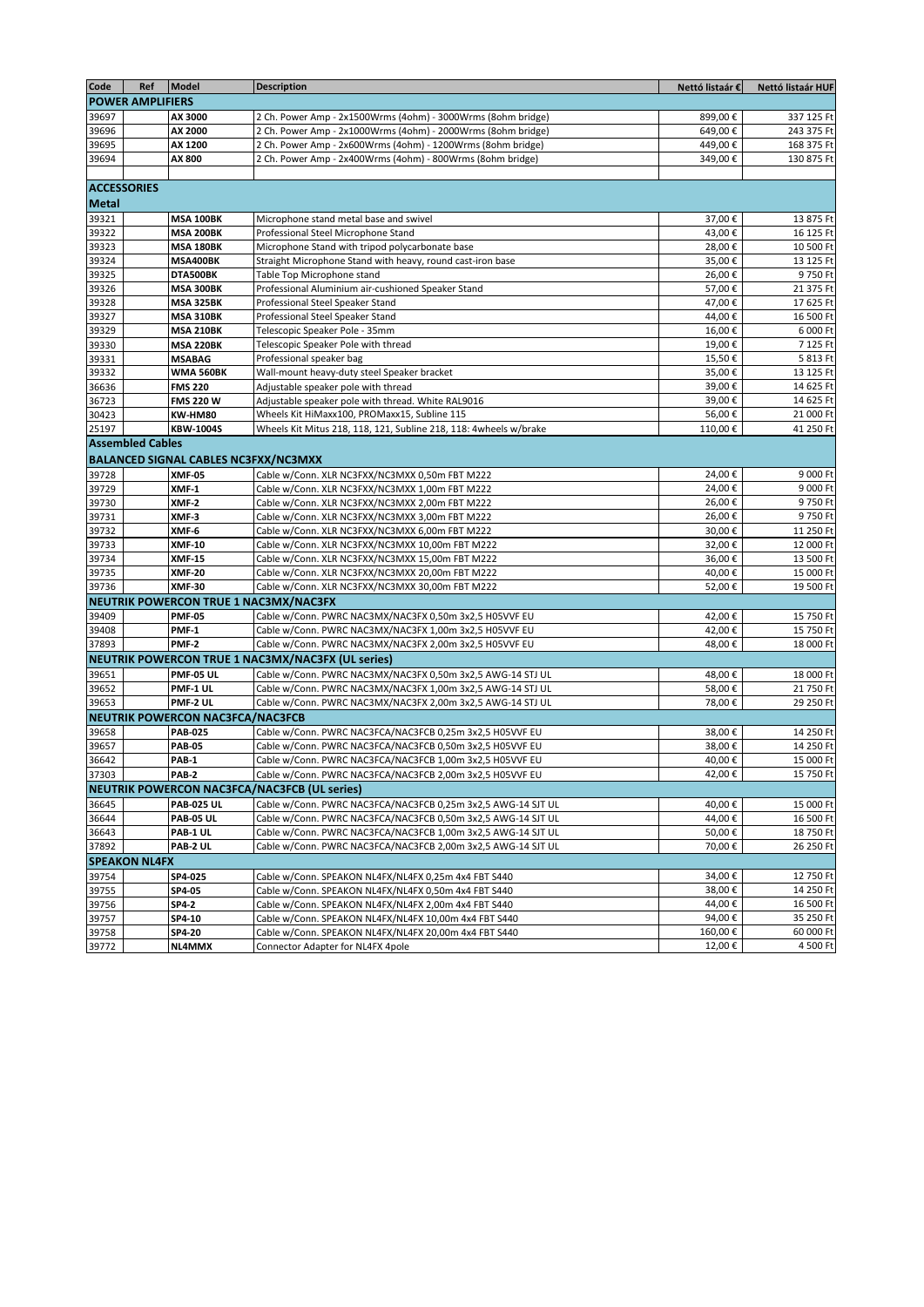| Code | Ref | Model | Description | Nettó listaár € | Nettó listaár HUF |
|---|---|---|---|---|---|
| **POWER AMPLIFIERS** | | | | | |
| 39697 | | **AX 3000** | 2 Ch. Power Amp - 2x1500Wrms (4ohm) - 3000Wrms (8ohm bridge) | 899,00 € | 337 125 Ft |
| 39696 | | **AX 2000** | 2 Ch. Power Amp - 2x1000Wrms (4ohm) - 2000Wrms (8ohm bridge) | 649,00 € | 243 375 Ft |
| 39695 | | **AX 1200** | 2 Ch. Power Amp - 2x600Wrms (4ohm) - 1200Wrms (8ohm bridge) | 449,00 € | 168 375 Ft |
| 39694 | | **AX 800** | 2 Ch. Power Amp - 2x400Wrms (4ohm) - 800Wrms (8ohm bridge) | 349,00 € | 130 875 Ft |
| | | | | | |
| **ACCESSORIES** | | | | | |
| **Metal** | | | | | |
| 39321 | | **MSA 100BK** | Microphone stand metal base and swivel | 37,00 € | 13 875 Ft |
| 39322 | | **MSA 200BK** | Professional Steel Microphone Stand | 43,00 € | 16 125 Ft |
| 39323 | | **MSA 180BK** | Microphone Stand with tripod polycarbonate base | 28,00 € | 10 500 Ft |
| 39324 | | **MSA400BK** | Straight Microphone Stand with heavy, round cast-iron base | 35,00 € | 13 125 Ft |
| 39325 | | **DTA500BK** | Table Top Microphone stand | 26,00 € | 9 750 Ft |
| 39326 | | **MSA 300BK** | Professional Aluminium air-cushioned Speaker Stand | 57,00 € | 21 375 Ft |
| 39328 | | **MSA 325BK** | Professional Steel Speaker Stand | 47,00 € | 17 625 Ft |
| 39327 | | **MSA 310BK** | Professional Steel Speaker Stand | 44,00 € | 16 500 Ft |
| 39329 | | **MSA 210BK** | Telescopic Speaker Pole - 35mm | 16,00 € | 6 000 Ft |
| 39330 | | **MSA 220BK** | Telescopic Speaker Pole with thread | 19,00 € | 7 125 Ft |
| 39331 | | **MSABAG** | Professional speaker bag | 15,50 € | 5 813 Ft |
| 39332 | | **WMA 560BK** | Wall-mount heavy-duty steel Speaker bracket | 35,00 € | 13 125 Ft |
| 36636 | | **FMS 220** | Adjustable speaker pole with thread | 39,00 € | 14 625 Ft |
| 36723 | | **FMS 220 W** | Adjustable speaker pole with thread. White RAL9016 | 39,00 € | 14 625 Ft |
| 30423 | | **KW-HM80** | Wheels Kit HiMaxx100, PROMaxx15, Subline 115 | 56,00 € | 21 000 Ft |
| 25197 | | **KBW-1004S** | Wheels Kit Mitus 218, 118, 121, Subline 218, 118: 4wheels w/brake | 110,00 € | 41 250 Ft |
| **Assembled Cables** | | | | | |
| **BALANCED SIGNAL CABLES NC3FXX/NC3MXX** | | | | | |
| 39728 | | **XMF-05** | Cable w/Conn. XLR NC3FXX/NC3MXX 0,50m FBT M222 | 24,00 € | 9 000 Ft |
| 39729 | | **XMF-1** | Cable w/Conn. XLR NC3FXX/NC3MXX 1,00m FBT M222 | 24,00 € | 9 000 Ft |
| 39730 | | **XMF-2** | Cable w/Conn. XLR NC3FXX/NC3MXX 2,00m FBT M222 | 26,00 € | 9 750 Ft |
| 39731 | | **XMF-3** | Cable w/Conn. XLR NC3FXX/NC3MXX 3,00m FBT M222 | 26,00 € | 9 750 Ft |
| 39732 | | **XMF-6** | Cable w/Conn. XLR NC3FXX/NC3MXX 6,00m FBT M222 | 30,00 € | 11 250 Ft |
| 39733 | | **XMF-10** | Cable w/Conn. XLR NC3FXX/NC3MXX 10,00m FBT M222 | 32,00 € | 12 000 Ft |
| 39734 | | **XMF-15** | Cable w/Conn. XLR NC3FXX/NC3MXX 15,00m FBT M222 | 36,00 € | 13 500 Ft |
| 39735 | | **XMF-20** | Cable w/Conn. XLR NC3FXX/NC3MXX 20,00m FBT M222 | 40,00 € | 15 000 Ft |
| 39736 | | **XMF-30** | Cable w/Conn. XLR NC3FXX/NC3MXX 30,00m FBT M222 | 52,00 € | 19 500 Ft |
| **NEUTRIK POWERCON TRUE 1 NAC3MX/NAC3FX** | | | | | |
| 39409 | | **PMF-05** | Cable w/Conn. PWRC NAC3MX/NAC3FX 0,50m 3x2,5 H05VVF EU | 42,00 € | 15 750 Ft |
| 39408 | | **PMF-1** | Cable w/Conn. PWRC NAC3MX/NAC3FX 1,00m 3x2,5 H05VVF EU | 42,00 € | 15 750 Ft |
| 37893 | | **PMF-2** | Cable w/Conn. PWRC NAC3MX/NAC3FX 2,00m 3x2,5 H05VVF EU | 48,00 € | 18 000 Ft |
| **NEUTRIK POWERCON TRUE 1 NAC3MX/NAC3FX (UL series)** | | | | | |
| 39651 | | **PMF-05 UL** | Cable w/Conn. PWRC NAC3MX/NAC3FX 0,50m 3x2,5 AWG-14 STJ UL | 48,00 € | 18 000 Ft |
| 39652 | | **PMF-1 UL** | Cable w/Conn. PWRC NAC3MX/NAC3FX 1,00m 3x2,5 AWG-14 STJ UL | 58,00 € | 21 750 Ft |
| 39653 | | **PMF-2 UL** | Cable w/Conn. PWRC NAC3MX/NAC3FX 2,00m 3x2,5 AWG-14 STJ UL | 78,00 € | 29 250 Ft |
| **NEUTRIK POWERCON NAC3FCA/NAC3FCB** | | | | | |
| 39658 | | **PAB-025** | Cable w/Conn. PWRC NAC3FCA/NAC3FCB 0,25m 3x2,5 H05VVF EU | 38,00 € | 14 250 Ft |
| 39657 | | **PAB-05** | Cable w/Conn. PWRC NAC3FCA/NAC3FCB 0,50m 3x2,5 H05VVF EU | 38,00 € | 14 250 Ft |
| 36642 | | **PAB-1** | Cable w/Conn. PWRC NAC3FCA/NAC3FCB 1,00m 3x2,5 H05VVF EU | 40,00 € | 15 000 Ft |
| 37303 | | **PAB-2** | Cable w/Conn. PWRC NAC3FCA/NAC3FCB 2,00m 3x2,5 H05VVF EU | 42,00 € | 15 750 Ft |
| **NEUTRIK POWERCON NAC3FCA/NAC3FCB (UL series)** | | | | | |
| 36645 | | **PAB-025 UL** | Cable w/Conn. PWRC NAC3FCA/NAC3FCB 0,25m 3x2,5 AWG-14 SJT UL | 40,00 € | 15 000 Ft |
| 36644 | | **PAB-05 UL** | Cable w/Conn. PWRC NAC3FCA/NAC3FCB 0,50m 3x2,5 AWG-14 SJT UL | 44,00 € | 16 500 Ft |
| 36643 | | **PAB-1 UL** | Cable w/Conn. PWRC NAC3FCA/NAC3FCB 1,00m 3x2,5 AWG-14 SJT UL | 50,00 € | 18 750 Ft |
| 37892 | | **PAB-2 UL** | Cable w/Conn. PWRC NAC3FCA/NAC3FCB 2,00m 3x2,5 AWG-14 SJT UL | 70,00 € | 26 250 Ft |
| **SPEAKON NL4FX** | | | | | |
| 39754 | | **SP4-025** | Cable w/Conn. SPEAKON NL4FX/NL4FX 0,25m 4x4 FBT S440 | 34,00 € | 12 750 Ft |
| 39755 | | **SP4-05** | Cable w/Conn. SPEAKON NL4FX/NL4FX 0,50m 4x4 FBT S440 | 38,00 € | 14 250 Ft |
| 39756 | | **SP4-2** | Cable w/Conn. SPEAKON NL4FX/NL4FX 2,00m 4x4 FBT S440 | 44,00 € | 16 500 Ft |
| 39757 | | **SP4-10** | Cable w/Conn. SPEAKON NL4FX/NL4FX 10,00m 4x4 FBT S440 | 94,00 € | 35 250 Ft |
| 39758 | | **SP4-20** | Cable w/Conn. SPEAKON NL4FX/NL4FX 20,00m 4x4 FBT S440 | 160,00 € | 60 000 Ft |
| 39772 | | **NL4MMX** | Connector Adapter for NL4FX 4pole | 12,00 € | 4 500 Ft |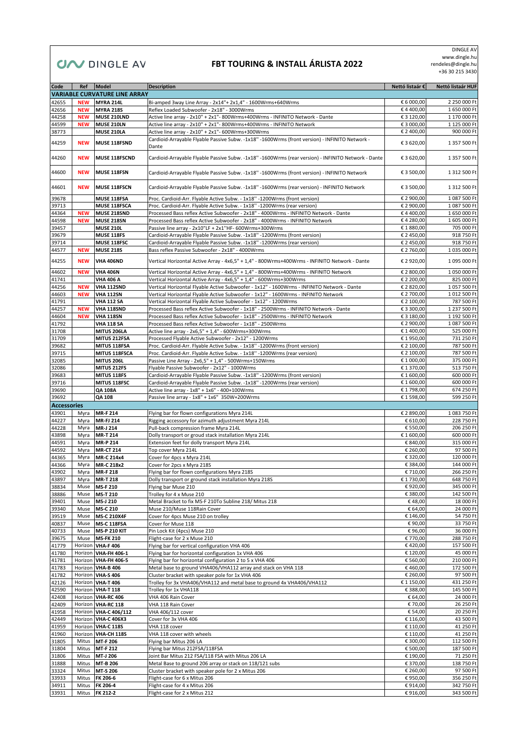DINGLE AV

www.dingle.hu
rendeles@dingle.hu
+36 30 215 3430

# FBT TOURING & INSTALL ÁRLISTA 2022

| Code | Ref | Model | Description | Nettó listaár € | Nettó listaár HUF |
|---|---|---|---|---|---|
| **VARIABLE CURVATURE LINE ARRAY** | | | | | |
| 42655 | **NEW** | **MYRA 214L** | Bi-amped 3way Line Array - 2x14"+ 2x1,4" - 1600Wrms+640Wrms | € 6 000,00 | 2 250 000 Ft |
| 42656 | **NEW** | **MYRA 218S** | Reflex Loaded Subwoofer - 2x18" - 3000Wrms | € 4 400,00 | 1 650 000 Ft |
| 44258 | **NEW** | **MUSE 210LND** | Active line array - 2x10" + 2x1"- 800Wrms+400Wrms - INFINITO Network - Dante | € 3 120,00 | 1 170 000 Ft |
| 44599 | **NEW** | **MUSE 210LN** | Active line array - 2x10" + 2x1"- 800Wrms+400Wrms - INFINITO Network | € 3 000,00 | 1 125 000 Ft |
| 38773 | | **MUSE 210LA** | Active line array - 2x10" + 2x1"- 600Wrms+300Wrms | € 2 400,00 | 900 000 Ft |
| 44259 | **NEW** | **MUSE 118FSND** | Cardioid-Arrayable Flyable Passive Subw. -1x18'' -1600Wrms (front version) - INFINITO Network - Dante | € 3 620,00 | 1 357 500 Ft |
| 44260 | **NEW** | **MUSE 118FSCND** | Cardioid-Arrayable Flyable Passive Subw. -1x18'' -1600Wrms (rear version) - INFINITO Network - Dante | € 3 620,00 | 1 357 500 Ft |
| 44600 | **NEW** | **MUSE 118FSN** | Cardioid-Arrayable Flyable Passive Subw. -1x18'' -1600Wrms (front version) - INFINITO Network | € 3 500,00 | 1 312 500 Ft |
| 44601 | **NEW** | **MUSE 118FSCN** | Cardioid-Arrayable Flyable Passive Subw. -1x18'' -1600Wrms (rear version) - INFINITO Network | € 3 500,00 | 1 312 500 Ft |
| 39678 | | **MUSE 118FSA** | Proc. Cardioid-Arr. Flyable Active Subw. - 1x18'' -1200Wrms (front version) | € 2 900,00 | 1 087 500 Ft |
| 39713 | | **MUSE 118FSCA** | Proc. Cardioid-Arr. Flyable Active Subw. - 1x18'' -1200Wrms (rear version) | € 2 900,00 | 1 087 500 Ft |
| 44364 | **NEW** | **MUSE 218SND** | Processed Bass reflex Active Subwoofer - 2x18" - 4000Wrms - INFINITO Network - Dante | € 4 400,00 | 1 650 000 Ft |
| 44598 | **NEW** | **MUSE 218SN** | Processed Bass reflex Active Subwoofer - 2x18" - 4000Wrms - INFINITO Network | € 4 280,00 | 1 605 000 Ft |
| 39457 | | **MUSE 210L** | Passive line array - 2x10"LF + 2x1"HF- 600Wrms+300Wrms | € 1 880,00 | 705 000 Ft |
| 39679 | | **MUSE 118FS** | Cardioid-Arrayable Flyable Passive Subw. -1x18'' -1200Wrms (front version) | € 2 450,00 | 918 750 Ft |
| 39714 | | **MUSE 118FSC** | Cardioid-Arrayable Flyable Passive Subw. -1x18'' -1200Wrms (rear version) | € 2 450,00 | 918 750 Ft |
| 44577 | **NEW** | **MUSE 218S** | Bass reflex Passive Subwoofer - 2x18" - 4000Wrms | € 2 760,00 | 1 035 000 Ft |
| 44255 | **NEW** | **VHA 406ND** | Vertical Horizontal Active Array - 4x6,5" + 1,4" - 800Wrms+400Wrms - INFINITO Network - Dante | € 2 920,00 | 1 095 000 Ft |
| 44602 | **NEW** | **VHA 406N** | Vertical Horizontal Active Array - 4x6,5" + 1,4" - 800Wrms+400Wrms - INFINITO Network | € 2 800,00 | 1 050 000 Ft |
| 41741 | | **VHA 406 A** | Vertical Horizontal Active Array - 4x6,5" + 1,4" - 600Wrms+300Wrms | € 2 200,00 | 825 000 Ft |
| 44256 | **NEW** | **VHA 112SND** | Vertical Horizontal Flyable Active Subwoofer - 1x12" - 1600Wrms - INFINITO Network - Dante | € 2 820,00 | 1 057 500 Ft |
| 44603 | **NEW** | **VHA 112SN** | Vertical Horizontal Flyable Active Subwoofer - 1x12" - 1600Wrms - INFINITO Network | € 2 700,00 | 1 012 500 Ft |
| 41791 | | **VHA 112 SA** | Vertical Horizontal Flyable Active Subwoofer - 1x12" - 1200Wrms | € 2 100,00 | 787 500 Ft |
| 44257 | **NEW** | **VHA 118SND** | Processed Bass reflex Active Subwoofer - 1x18" - 2500Wrms - INFINITO Network - Dante | € 3 300,00 | 1 237 500 Ft |
| 44604 | **NEW** | **VHA 118SN** | Processed Bass reflex Active Subwoofer - 1x18" - 2500Wrms - INFINITO Network | € 3 180,00 | 1 192 500 Ft |
| 41792 | | **VHA 118 SA** | Processed Bass reflex Active Subwoofer - 1x18" - 2500Wrms | € 2 900,00 | 1 087 500 Ft |
| 31708 | | **MITUS 206LA** | Active line array - 2x6,5" + 1,4" - 600Wrms+300Wrms | € 1 400,00 | 525 000 Ft |
| 31709 | | **MITUS 212FSA** | Processed Flyable Active Subwoofer - 2x12" - 1200Wrms | € 1 950,00 | 731 250 Ft |
| 39682 | | **MITUS 118FSA** | Proc. Cardioid-Arr. Flyable Active Subw. - 1x18'' -1200Wrms (front version) | € 2 100,00 | 787 500 Ft |
| 39715 | | **MITUS 118FSCA** | Proc. Cardioid-Arr. Flyable Active Subw. - 1x18'' -1200Wrms (rear version) | € 2 100,00 | 787 500 Ft |
| 32085 | | **MITUS 206L** | Passive Line Array - 2x6,5" + 1,4" - 500Wrms+150Wrms | € 1 000,00 | 375 000 Ft |
| 32086 | | **MITUS 212FS** | Flyable Passive Subwoofer - 2x12" - 1000Wrms | € 1 370,00 | 513 750 Ft |
| 39683 | | **MITUS 118FS** | Cardioid-Arrayable Flyable Passive Subw. -1x18'' -1200Wrms (front version) | € 1 600,00 | 600 000 Ft |
| 39716 | | **MITUS 118FSC** | Cardioid-Arrayable Flyable Passive Subw. -1x18'' -1200Wrms (rear version) | € 1 600,00 | 600 000 Ft |
| 39690 | | **QA 108A** | Active line array - 1x8" + 1x6" - 400+100Wrms | € 1 798,00 | 674 250 Ft |
| 39692 | | **QA 108** | Passive line array - 1x8" + 1x6" 350W+200Wrms | € 1 598,00 | 599 250 Ft |
| **Accessories** | | | | | |
| 43901 | Myra | **MR-F 214** | Flying bar for flown configurations Myra 214L | € 2 890,00 | 1 083 750 Ft |
| 44227 | Myra | **MR-FJ 214** | Rigging accessory for azimuth adjustment Myra 214L | € 610,00 | 228 750 Ft |
| 44228 | Myra | **MR-J 214** | Pull-back compression frame Myra 214L | € 550,00 | 206 250 Ft |
| 43898 | Myra | **MR-T 214** | Dolly transport or groud stack installation Myra 214L | € 1 600,00 | 600 000 Ft |
| 44591 | Myra | **MR-P 214** | Extension feet for dolly transport Myra 214L | € 840,00 | 315 000 Ft |
| 44592 | Myra | **MR-CT 214** | Top cover Myra 214L | € 260,00 | 97 500 Ft |
| 44365 | Myra | **MR-C 214x4** | Cover for 4pcs x Myra 214L | € 320,00 | 120 000 Ft |
| 44366 | Myra | **MR-C 218x2** | Cover for 2pcs x Myra 218S | € 384,00 | 144 000 Ft |
| 43902 | Myra | **MR-F 218** | Flying bar for flown configurations Myra 218S | € 710,00 | 266 250 Ft |
| 43897 | Myra | **MR-T 218** | Dolly transport or ground stack installation Myra 218S | € 1 730,00 | 648 750 Ft |
| 38834 | Muse | **MS-F 210** | Flying bar Muse 210 | € 920,00 | 345 000 Ft |
| 38886 | Muse | **MS-T 210** | Trolley for 4 x Muse 210 | € 380,00 | 142 500 Ft |
| 39401 | Muse | **MS-J 210** | Metal Bracket to fix MS-F 210To Subline 218/ Mitus 218 | € 48,00 | 18 000 Ft |
| 39340 | Muse | **MS-C 210** | Muse 210/Muse 118Rain Cover | € 64,00 | 24 000 Ft |
| 39519 | Muse | **MS-C 210X4F** | Cover for 4pcs Muse 210 on trolley | € 146,00 | 54 750 Ft |
| 40837 | Muse | **MS-C 118FSA** | Cover for Muse 118 | € 90,00 | 33 750 Ft |
| 40733 | Muse | **MS-P 210 KIT** | Pin Lock Kit (4pcs) Muse 210 | € 96,00 | 36 000 Ft |
| 39675 | Muse | **MS-FK 210** | Flight-case for 2 x Muse 210 | € 770,00 | 288 750 Ft |
| 41779 | Horizon | **VHA-F 406** | Flying bar for vertical configuration VHA 406 | € 420,00 | 157 500 Ft |
| 41780 | Horizon | **VHA-FH 406-1** | Flying bar for horizontal configuration 1x VHA 406 | € 120,00 | 45 000 Ft |
| 41781 | Horizon | **VHA-FH 406-5** | Flying bar for horizontal configuration 2 to 5 x VHA 406 | € 560,00 | 210 000 Ft |
| 41783 | Horizon | **VHA-B 406** | Metal base to ground VHA406/VHA112 array and stack on VHA 118 | € 460,00 | 172 500 Ft |
| 41782 | Horizon | **VHA-S 406** | Cluster bracket with speaker pole for 1x VHA 406 | € 260,00 | 97 500 Ft |
| 42126 | Horizon | **VHA-T 406** | Trolley for 3x VHA406/VHA112 and metal base to ground 4x VHA406/VHA112 | € 1 150,00 | 431 250 Ft |
| 42590 | Horizon | **VHA-T 118** | Trolley for 1x VHA118 | € 388,00 | 145 500 Ft |
| 42408 | Horizon | **VHA-RC 406** | VHA 406 Rain Cover | € 64,00 | 24 000 Ft |
| 42409 | Horizon | **VHA-RC 118** | VHA 118 Rain Cover | € 70,00 | 26 250 Ft |
| 41958 | Horizon | **VHA-C 406/112** | VHA 406/112 cover | € 54,00 | 20 250 Ft |
| 42449 | Horizon | **VHA-C 406X3** | Cover for 3x VHA 406 | € 116,00 | 43 500 Ft |
| 41959 | Horizon | **VHA-C 118S** | VHA 118 cover | € 110,00 | 41 250 Ft |
| 41960 | Horizon | **VHA-CH 118S** | VHA 118 cover with wheels | € 110,00 | 41 250 Ft |
| 31805 | Mitus | **MT-F 206** | Flying bar Mitus 206 LA | € 300,00 | 112 500 Ft |
| 31804 | Mitus | **MT-F 212** | Flying bar Mitus 212FSA/118FSA | € 500,00 | 187 500 Ft |
| 31806 | Mitus | **MT-J 206** | Joint Bar Mitus 212 FSA/118 FSA with Mitus 206 LA | € 190,00 | 71 250 Ft |
| 31888 | Mitus | **MT-B 206** | Metal Base to ground 206 array or stack on 118/121 subs | € 370,00 | 138 750 Ft |
| 33324 | Mitus | **MT-S 206** | Cluster bracket with speaker pole for 2 x Mitus 206 | € 260,00 | 97 500 Ft |
| 33933 | Mitus | **FK 206-6** | Flight-case for 6 x Mitus 206 | € 950,00 | 356 250 Ft |
| 34911 | Mitus | **FK 206-4** | Flight-case for 4 x Mitus 206 | € 914,00 | 342 750 Ft |
| 33931 | Mitus | **FK 212-2** | Flight-case for 2 x Mitus 212 | € 916,00 | 343 500 Ft |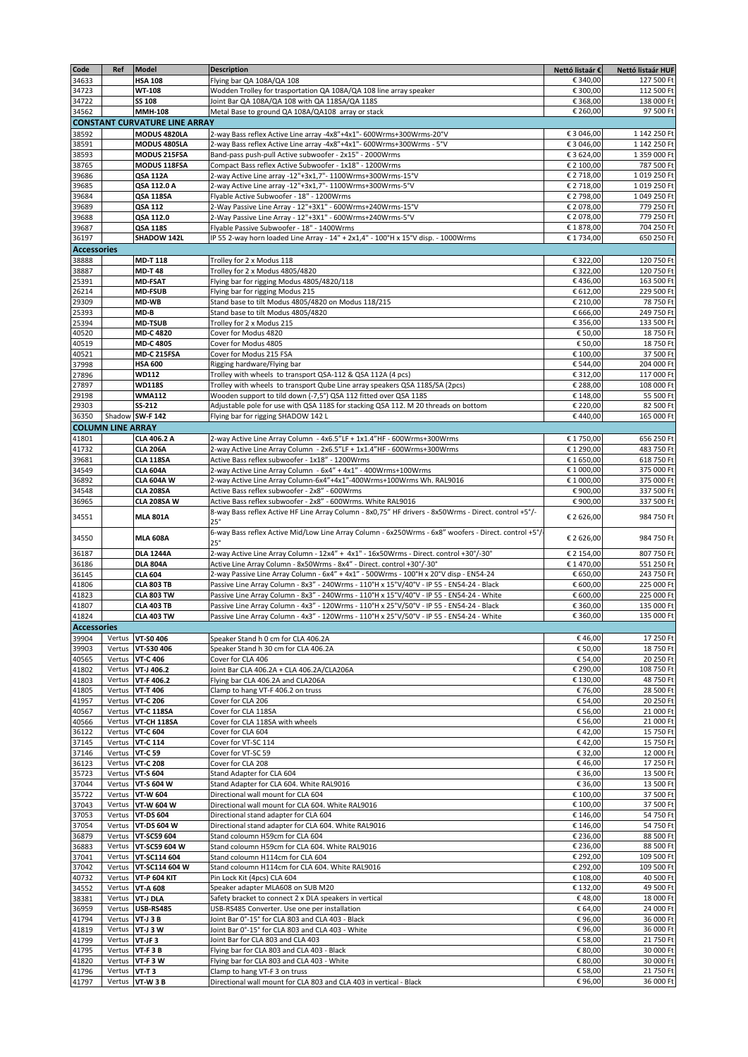| Code | Ref | Model | Description | Nettó listaár € | Nettó listaár HUF |
|---|---|---|---|---|---|
| 34633 | | **HSA 108** | Flying bar QA 108A/QA 108 | € 340,00 | 127 500 Ft |
| 34723 | | **WT-108** | Wodden Trolley for trasportation QA 108A/QA 108 line array speaker | € 300,00 | 112 500 Ft |
| 34722 | | **SS 108** | Joint Bar QA 108A/QA 108 with QA 118SA/QA 118S | € 368,00 | 138 000 Ft |
| 34562 | | **MMH-108** | Metal Base to ground QA 108A/QA108 array or stack | € 260,00 | 97 500 Ft |
| **CONSTANT CURVATURE LINE ARRAY** | | | | | |
| 38592 | | **MODUS 4820LA** | 2-way Bass reflex Active Line array -4x8"+4x1"- 600Wrms+300Wrms-20°V | € 3 046,00 | 1 142 250 Ft |
| 38591 | | **MODUS 4805LA** | 2-way Bass reflex Active Line array -4x8"+4x1"- 600Wrms+300Wrms - 5°V | € 3 046,00 | 1 142 250 Ft |
| 38593 | | **MODUS 215FSA** | Band-pass push-pull Active subwoofer - 2x15" - 2000Wrms | € 3 624,00 | 1 359 000 Ft |
| 38765 | | **MODUS 118FSA** | Compact Bass reflex Active Subwoofer - 1x18" - 1200Wrms | € 2 100,00 | 787 500 Ft |
| 39686 | | **QSA 112A** | 2-way Active Line array -12"+3x1,7"- 1100Wrms+300Wrms-15°V | € 2 718,00 | 1 019 250 Ft |
| 39685 | | **QSA 112.0 A** | 2-way Active Line array -12"+3x1,7"- 1100Wrms+300Wrms-5°V | € 2 718,00 | 1 019 250 Ft |
| 39684 | | **QSA 118SA** | Flyable Active Subwoofer - 18" - 1200Wrms | € 2 798,00 | 1 049 250 Ft |
| 39689 | | **QSA 112** | 2-Way Passive Line Array - 12"+3X1" - 600Wrms+240Wrms-15°V | € 2 078,00 | 779 250 Ft |
| 39688 | | **QSA 112.0** | 2-Way Passive Line Array - 12"+3X1" - 600Wrms+240Wrms-5°V | € 2 078,00 | 779 250 Ft |
| 39687 | | **QSA 118S** | Flyable Passive Subwoofer - 18" - 1400Wrms | € 1 878,00 | 704 250 Ft |
| 36197 | | **SHADOW 142L** | IP 55 2-way horn loaded Line Array - 14" + 2x1,4" - 100°H x 15°V disp. - 1000Wrms | € 1 734,00 | 650 250 Ft |
| **Accessories** | | | | | |
| 38888 | | **MD-T 118** | Trolley for 2 x Modus 118 | € 322,00 | 120 750 Ft |
| 38887 | | **MD-T 48** | Trolley for 2 x Modus 4805/4820 | € 322,00 | 120 750 Ft |
| 25391 | | **MD-FSAT** | Flying bar for rigging Modus 4805/4820/118 | € 436,00 | 163 500 Ft |
| 26214 | | **MD-FSUB** | Flying bar for rigging Modus 215 | € 612,00 | 229 500 Ft |
| 29309 | | **MD-WB** | Stand base to tilt Modus 4805/4820 on Modus 118/215 | € 210,00 | 78 750 Ft |
| 25393 | | **MD-B** | Stand base to tilt Modus 4805/4820 | € 666,00 | 249 750 Ft |
| 25394 | | **MD-TSUB** | Trolley for 2 x Modus 215 | € 356,00 | 133 500 Ft |
| 40520 | | **MD-C 4820** | Cover for Modus 4820 | € 50,00 | 18 750 Ft |
| 40519 | | **MD-C 4805** | Cover for Modus 4805 | € 50,00 | 18 750 Ft |
| 40521 | | **MD-C 215FSA** | Cover for Modus 215 FSA | € 100,00 | 37 500 Ft |
| 37998 | | **HSA 600** | Rigging hardware/Flying bar | € 544,00 | 204 000 Ft |
| 27896 | | **WD112** | Trolley with wheels to transport QSA-112 & QSA 112A (4 pcs) | € 312,00 | 117 000 Ft |
| 27897 | | **WD118S** | Trolley with wheels to transport Qube Line array speakers QSA 118S/SA (2pcs) | € 288,00 | 108 000 Ft |
| 29198 | | **WMA112** | Wooden support to tild down (-7,5°) QSA 112 fitted over QSA 118S | € 148,00 | 55 500 Ft |
| 29303 | | **SS-212** | Adjustable pole for use with QSA 118S for stacking QSA 112. M 20 threads on bottom | € 220,00 | 82 500 Ft |
| 36350 | Shadow | **SW-F 142** | Flying bar for rigging SHADOW 142 L | € 440,00 | 165 000 Ft |
| **COLUMN LINE ARRAY** | | | | | |
| 41801 | | **CLA 406.2 A** | 2-way Active Line Array Column - 4x6.5"LF + 1x1.4"HF - 600Wrms+300Wrms | € 1 750,00 | 656 250 Ft |
| 41732 | | **CLA 206A** | 2-way Active Line Array Column - 2x6.5"LF + 1x1.4"HF - 600Wrms+300Wrms | € 1 290,00 | 483 750 Ft |
| 39681 | | **CLA 118SA** | Active Bass reflex subwoofer - 1x18" - 1200Wrms | € 1 650,00 | 618 750 Ft |
| 34549 | | **CLA 604A** | 2-way Active Line Array Column - 6x4" + 4x1" - 400Wrms+100Wrms | € 1 000,00 | 375 000 Ft |
| 36892 | | **CLA 604A W** | 2-way Active Line Array Column-6x4"+4x1"-400Wrms+100Wrms Wh. RAL9016 | € 1 000,00 | 375 000 Ft |
| 34548 | | **CLA 208SA** | Active Bass reflex subwoofer - 2x8" - 600Wrms | € 900,00 | 337 500 Ft |
| 36965 | | **CLA 208SA W** | Active Bass reflex subwoofer - 2x8" - 600Wrms. White RAL9016 | € 900,00 | 337 500 Ft |
| 34551 | | **MLA 801A** | 8-way Bass reflex Active HF Line Array Column - 8x0,75" HF drivers - 8x50Wrms - Direct. control +5°/-25° | € 2 626,00 | 984 750 Ft |
| 34550 | | **MLA 608A** | 6-way Bass reflex Active Mid/Low Line Array Column - 6x250Wrms - 6x8" woofers - Direct. control +5°/-25° | € 2 626,00 | 984 750 Ft |
| 36187 | | **DLA 1244A** | 2-way Active Line Array Column - 12x4" + 4x1" - 16x50Wrms - Direct. control +30°/-30° | € 2 154,00 | 807 750 Ft |
| 36186 | | **DLA 804A** | Active Line Array Column - 8x50Wrms - 8x4" - Direct. control +30°/-30° | € 1 470,00 | 551 250 Ft |
| 36145 | | **CLA 604** | 2-way Passive Line Array Column - 6x4" + 4x1" - 500Wrms - 100°H x 20°V disp - EN54-24 | € 650,00 | 243 750 Ft |
| 41806 | | **CLA 803 TB** | Passive Line Array Column - 8x3" - 240Wrms - 110°H x 15°V/40°V - IP 55 - EN54-24 - Black | € 600,00 | 225 000 Ft |
| 41823 | | **CLA 803 TW** | Passive Line Array Column - 8x3" - 240Wrms - 110°H x 15°V/40°V - IP 55 - EN54-24 - White | € 600,00 | 225 000 Ft |
| 41807 | | **CLA 403 TB** | Passive Line Array Column - 4x3" - 120Wrms - 110°H x 25°V/50°V - IP 55 - EN54-24 - Black | € 360,00 | 135 000 Ft |
| 41824 | | **CLA 403 TW** | Passive Line Array Column - 4x3" - 120Wrms - 110°H x 25°V/50°V - IP 55 - EN54-24 - White | € 360,00 | 135 000 Ft |
| **Accessories** | | | | | |
| 39904 | Vertus | **VT-S0 406** | Speaker Stand h 0 cm for CLA 406.2A | € 46,00 | 17 250 Ft |
| 39903 | Vertus | **VT-S30 406** | Speaker Stand h 30 cm for CLA 406.2A | € 50,00 | 18 750 Ft |
| 40565 | Vertus | **VT-C 406** | Cover for CLA 406 | € 54,00 | 20 250 Ft |
| 41802 | Vertus | **VT-J 406.2** | Joint Bar CLA 406.2A + CLA 406.2A/CLA206A | € 290,00 | 108 750 Ft |
| 41803 | Vertus | **VT-F 406.2** | Flying bar CLA 406.2A and CLA206A | € 130,00 | 48 750 Ft |
| 41805 | Vertus | **VT-T 406** | Clamp to hang VT-F 406.2 on truss | € 76,00 | 28 500 Ft |
| 41957 | Vertus | **VT-C 206** | Cover for CLA 206 | € 54,00 | 20 250 Ft |
| 40567 | Vertus | **VT-C 118SA** | Cover for CLA 118SA | € 56,00 | 21 000 Ft |
| 40566 | Vertus | **VT-CH 118SA** | Cover for CLA 118SA with wheels | € 56,00 | 21 000 Ft |
| 36122 | Vertus | **VT-C 604** | Cover for CLA 604 | € 42,00 | 15 750 Ft |
| 37145 | Vertus | **VT-C 114** | Cover for VT-SC 114 | € 42,00 | 15 750 Ft |
| 37146 | Vertus | **VT-C 59** | Cover for VT-SC 59 | € 32,00 | 12 000 Ft |
| 36123 | Vertus | **VT-C 208** | Cover for CLA 208 | € 46,00 | 17 250 Ft |
| 35723 | Vertus | **VT-S 604** | Stand Adapter for CLA 604 | € 36,00 | 13 500 Ft |
| 37044 | Vertus | **VT-S 604 W** | Stand Adapter for CLA 604. White RAL9016 | € 36,00 | 13 500 Ft |
| 35722 | Vertus | **VT-W 604** | Directional wall mount for CLA 604 | € 100,00 | 37 500 Ft |
| 37043 | Vertus | **VT-W 604 W** | Directional wall mount for CLA 604. White RAL9016 | € 100,00 | 37 500 Ft |
| 37053 | Vertus | **VT-DS 604** | Directional stand adapter for CLA 604 | € 146,00 | 54 750 Ft |
| 37054 | Vertus | **VT-DS 604 W** | Directional stand adapter for CLA 604. White RAL9016 | € 146,00 | 54 750 Ft |
| 36879 | Vertus | **VT-SC59 604** | Stand coloumn H59cm for CLA 604 | € 236,00 | 88 500 Ft |
| 36883 | Vertus | **VT-SC59 604 W** | Stand coloumn H59cm for CLA 604. White RAL9016 | € 236,00 | 88 500 Ft |
| 37041 | Vertus | **VT-SC114 604** | Stand coloumn H114cm for CLA 604 | € 292,00 | 109 500 Ft |
| 37042 | Vertus | **VT-SC114 604 W** | Stand coloumn H114cm for CLA 604. White RAL9016 | € 292,00 | 109 500 Ft |
| 40732 | Vertus | **VT-P 604 KIT** | Pin Lock Kit (4pcs) CLA 604 | € 108,00 | 40 500 Ft |
| 34552 | Vertus | **VT-A 608** | Speaker adapter MLA608 on SUB M20 | € 132,00 | 49 500 Ft |
| 38381 | Vertus | **VT-J DLA** | Safety bracket to connect 2 x DLA speakers in vertical | € 48,00 | 18 000 Ft |
| 36959 | Vertus | **USB-RS485** | USB-RS485 Converter. Use one per installation | € 64,00 | 24 000 Ft |
| 41794 | Vertus | **VT-J 3 B** | Joint Bar 0°-15° for CLA 803 and CLA 403 - Black | € 96,00 | 36 000 Ft |
| 41819 | Vertus | **VT-J 3 W** | Joint Bar 0°-15° for CLA 803 and CLA 403 - White | € 96,00 | 36 000 Ft |
| 41799 | Vertus | **VT-JF 3** | Joint Bar for CLA 803 and CLA 403 | € 58,00 | 21 750 Ft |
| 41795 | Vertus | **VT-F 3 B** | Flying bar for CLA 803 and CLA 403 - Black | € 80,00 | 30 000 Ft |
| 41820 | Vertus | **VT-F 3 W** | Flying bar for CLA 803 and CLA 403 - White | € 80,00 | 30 000 Ft |
| 41796 | Vertus | **VT-T 3** | Clamp to hang VT-F 3 on truss | € 58,00 | 21 750 Ft |
| 41797 | Vertus | **VT-W 3 B** | Directional wall mount for CLA 803 and CLA 403 in vertical - Black | € 96,00 | 36 000 Ft |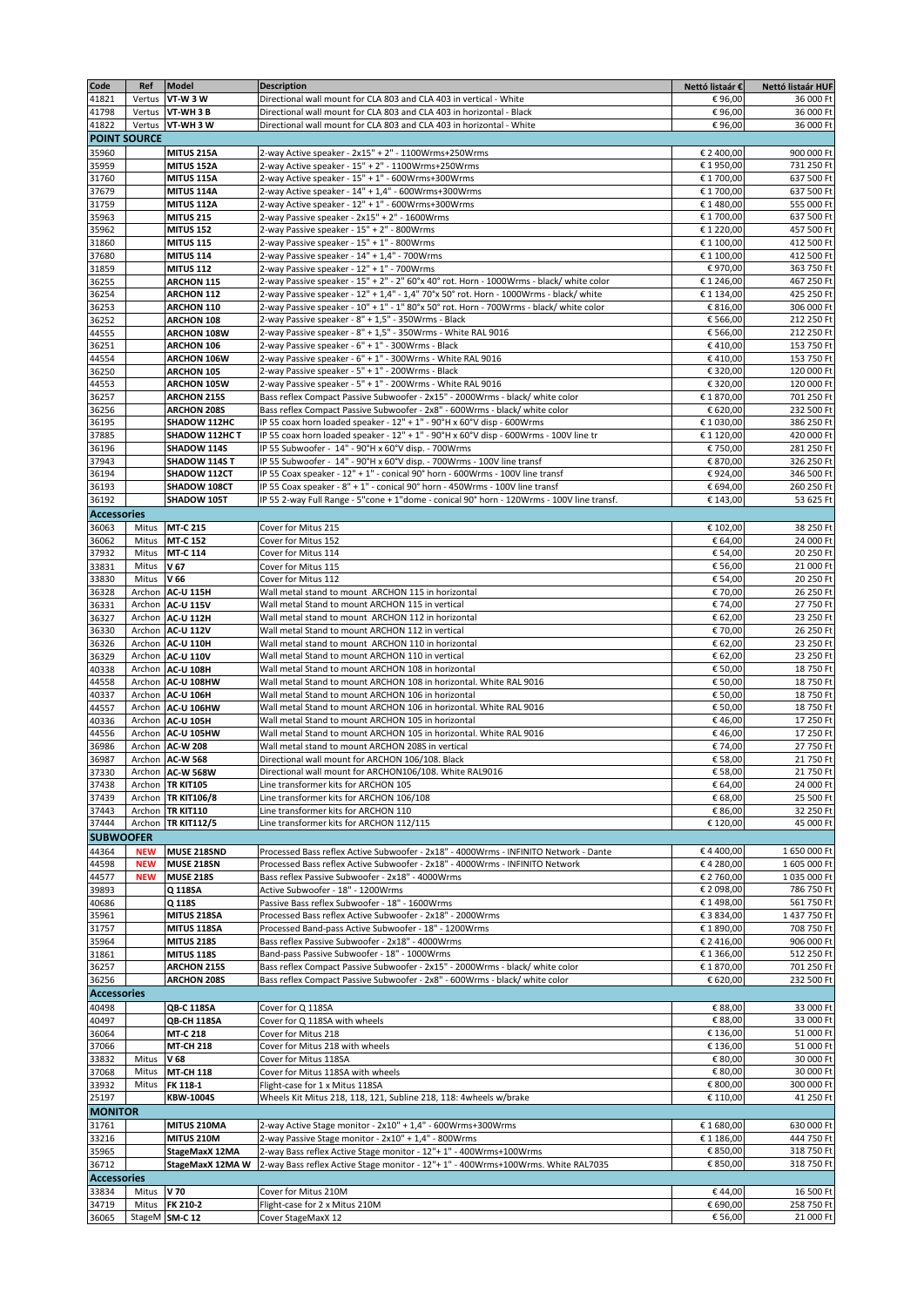| Code | Ref | Model | Description | Nettó listaár € | Nettó listaár HUF |
|---|---|---|---|---|---|
| 41821 | Vertus | **VT-W 3 W** | Directional wall mount for CLA 803 and CLA 403 in vertical - White | € 96,00 | 36 000 Ft |
| 41798 | Vertus | **VT-WH 3 B** | Directional wall mount for CLA 803 and CLA 403 in horizontal - Black | € 96,00 | 36 000 Ft |
| 41822 | Vertus | **VT-WH 3 W** | Directional wall mount for CLA 803 and CLA 403 in horizontal - White | € 96,00 | 36 000 Ft |
| **POINT SOURCE** | | | | | |
| 35960 | | **MITUS 215A** | 2-way Active speaker - 2x15" + 2" - 1100Wrms+250Wrms | € 2 400,00 | 900 000 Ft |
| 35959 | | **MITUS 152A** | 2-way Active speaker - 15" + 2" - 1100Wrms+250Wrms | € 1 950,00 | 731 250 Ft |
| 31760 | | **MITUS 115A** | 2-way Active speaker - 15" + 1" - 600Wrms+300Wrms | € 1 700,00 | 637 500 Ft |
| 37679 | | **MITUS 114A** | 2-way Active speaker - 14" + 1,4" - 600Wrms+300Wrms | € 1 700,00 | 637 500 Ft |
| 31759 | | **MITUS 112A** | 2-way Active speaker - 12" + 1" - 600Wrms+300Wrms | € 1 480,00 | 555 000 Ft |
| 35963 | | **MITUS 215** | 2-way Passive speaker - 2x15" + 2" - 1600Wrms | € 1 700,00 | 637 500 Ft |
| 35962 | | **MITUS 152** | 2-way Passive speaker - 15" + 2" - 800Wrms | € 1 220,00 | 457 500 Ft |
| 31860 | | **MITUS 115** | 2-way Passive speaker - 15" + 1" - 800Wrms | € 1 100,00 | 412 500 Ft |
| 37680 | | **MITUS 114** | 2-way Passive speaker - 14" + 1,4" - 700Wrms | € 1 100,00 | 412 500 Ft |
| 31859 | | **MITUS 112** | 2-way Passive speaker - 12" + 1" - 700Wrms | € 970,00 | 363 750 Ft |
| 36255 | | **ARCHON 115** | 2-way Passive speaker - 15" + 2" - 2" 60°x 40° rot. Horn - 1000Wrms - black/ white color | € 1 246,00 | 467 250 Ft |
| 36254 | | **ARCHON 112** | 2-way Passive speaker - 12" + 1,4" - 1,4" 70°x 50° rot. Horn - 1000Wrms - black/ white | € 1 134,00 | 425 250 Ft |
| 36253 | | **ARCHON 110** | 2-way Passive speaker - 10" + 1" - 1" 80°x 50° rot. Horn - 700Wrms - black/ white color | € 816,00 | 306 000 Ft |
| 36252 | | **ARCHON 108** | 2-way Passive speaker - 8" + 1,5" - 350Wrms - Black | € 566,00 | 212 250 Ft |
| 44555 | | **ARCHON 108W** | 2-way Passive speaker - 8" + 1,5" - 350Wrms - White RAL 9016 | € 566,00 | 212 250 Ft |
| 36251 | | **ARCHON 106** | 2-way Passive speaker - 6" + 1" - 300Wrms - Black | € 410,00 | 153 750 Ft |
| 44554 | | **ARCHON 106W** | 2-way Passive speaker - 6" + 1" - 300Wrms - White RAL 9016 | € 410,00 | 153 750 Ft |
| 36250 | | **ARCHON 105** | 2-way Passive speaker - 5" + 1" - 200Wrms - Black | € 320,00 | 120 000 Ft |
| 44553 | | **ARCHON 105W** | 2-way Passive speaker - 5" + 1" - 200Wrms - White RAL 9016 | € 320,00 | 120 000 Ft |
| 36257 | | **ARCHON 215S** | Bass reflex Compact Passive Subwoofer - 2x15" - 2000Wrms - black/ white color | € 1 870,00 | 701 250 Ft |
| 36256 | | **ARCHON 208S** | Bass reflex Compact Passive Subwoofer - 2x8" - 600Wrms - black/ white color | € 620,00 | 232 500 Ft |
| 36195 | | **SHADOW 112HC** | IP 55 coax horn loaded speaker - 12" + 1" - 90°H x 60°V disp - 600Wrms | € 1 030,00 | 386 250 Ft |
| 37885 | | **SHADOW 112HC T** | IP 55 coax horn loaded speaker - 12" + 1" - 90°H x 60°V disp - 600Wrms - 100V line tr | € 1 120,00 | 420 000 Ft |
| 36196 | | **SHADOW 114S** | IP 55 Subwoofer - 14" - 90°H x 60°V disp. - 700Wrms | € 750,00 | 281 250 Ft |
| 37943 | | **SHADOW 114S T** | IP 55 Subwoofer - 14" - 90°H x 60°V disp. - 700Wrms - 100V line transf | € 870,00 | 326 250 Ft |
| 36194 | | **SHADOW 112CT** | IP 55 Coax speaker - 12" + 1" - conical 90° horn - 600Wrms - 100V line transf | € 924,00 | 346 500 Ft |
| 36193 | | **SHADOW 108CT** | IP 55 Coax speaker - 8" + 1" - conical 90° horn - 450Wrms - 100V line transf | € 694,00 | 260 250 Ft |
| 36192 | | **SHADOW 105T** | IP 55 2-way Full Range - 5"cone + 1"dome - conical 90° horn - 120Wrms - 100V line transf. | € 143,00 | 53 625 Ft |
| **Accessories** | | | | | |
| 36063 | Mitus | **MT-C 215** | Cover for Mitus 215 | € 102,00 | 38 250 Ft |
| 36062 | Mitus | **MT-C 152** | Cover for Mitus 152 | € 64,00 | 24 000 Ft |
| 37932 | Mitus | **MT-C 114** | Cover for Mitus 114 | € 54,00 | 20 250 Ft |
| 33831 | Mitus | **V 67** | Cover for Mitus 115 | € 56,00 | 21 000 Ft |
| 33830 | Mitus | **V 66** | Cover for Mitus 112 | € 54,00 | 20 250 Ft |
| 36328 | Archon | **AC-U 115H** | Wall metal stand to mount ARCHON 115 in horizontal | € 70,00 | 26 250 Ft |
| 36331 | Archon | **AC-U 115V** | Wall metal Stand to mount ARCHON 115 in vertical | € 74,00 | 27 750 Ft |
| 36327 | Archon | **AC-U 112H** | Wall metal Stand to mount ARCHON 112 in horizontal | € 62,00 | 23 250 Ft |
| 36330 | Archon | **AC-U 112V** | Wall metal Stand to mount ARCHON 112 in vertical | € 70,00 | 26 250 Ft |
| 36326 | Archon | **AC-U 110H** | Wall metal stand to mount ARCHON 110 in horizontal | € 62,00 | 23 250 Ft |
| 36329 | Archon | **AC-U 110V** | Wall metal Stand to mount ARCHON 110 in vertical | € 62,00 | 23 250 Ft |
| 40338 | Archon | **AC-U 108H** | Wall metal Stand to mount ARCHON 108 in horizontal | € 50,00 | 18 750 Ft |
| 44558 | Archon | **AC-U 108HW** | Wall metal Stand to mount ARCHON 108 in horizontal. White RAL 9016 | € 50,00 | 18 750 Ft |
| 40337 | Archon | **AC-U 106H** | Wall metal Stand to mount ARCHON 106 in horizontal | € 50,00 | 18 750 Ft |
| 44557 | Archon | **AC-U 106HW** | Wall metal Stand to mount ARCHON 106 in horizontal. White RAL 9016 | € 50,00 | 18 750 Ft |
| 40336 | Archon | **AC-U 105H** | Wall metal Stand to mount ARCHON 105 in horizontal | € 46,00 | 17 250 Ft |
| 44556 | Archon | **AC-U 105HW** | Wall metal Stand to mount ARCHON 105 in horizontal. White RAL 9016 | € 46,00 | 17 250 Ft |
| 36986 | Archon | **AC-W 208** | Wall metal stand to mount ARCHON 208S in vertical | € 74,00 | 27 750 Ft |
| 36987 | Archon | **AC-W 568** | Directional wall mount for ARCHON 106/108. Black | € 58,00 | 21 750 Ft |
| 37330 | Archon | **AC-W 568W** | Directional wall mount for ARCHON106/108. White RAL9016 | € 58,00 | 21 750 Ft |
| 37438 | Archon | **TR KIT105** | Line transformer kits for ARCHON 105 | € 64,00 | 24 000 Ft |
| 37439 | Archon | **TR KIT106/8** | Line transformer kits for ARCHON 106/108 | € 68,00 | 25 500 Ft |
| 37443 | Archon | **TR KIT110** | Line transformer kits for ARCHON 110 | € 86,00 | 32 250 Ft |
| 37444 | Archon | **TR KIT112/5** | Line transformer kits for ARCHON 112/115 | € 120,00 | 45 000 Ft |
| **SUBWOOFER** | | | | | |
| 44364 | **NEW** | **MUSE 218SND** | Processed Bass reflex Active Subwoofer - 2x18" - 4000Wrms - INFINITO Network - Dante | € 4 400,00 | 1 650 000 Ft |
| 44598 | **NEW** | **MUSE 218SN** | Processed Bass reflex Active Subwoofer - 2x18" - 4000Wrms - INFINITO Network | € 4 280,00 | 1 605 000 Ft |
| 44577 | **NEW** | **MUSE 218S** | Bass reflex Passive Subwoofer - 2x18" - 4000Wrms | € 2 760,00 | 1 035 000 Ft |
| 39893 | | **Q 118SA** | Active Subwoofer - 18" - 1200Wrms | € 2 098,00 | 786 750 Ft |
| 40686 | | **Q 118S** | Passive Bass reflex Subwoofer - 18" - 1600Wrms | € 1 498,00 | 561 750 Ft |
| 35961 | | **MITUS 218SA** | Processed Bass reflex Active Subwoofer - 2x18" - 2000Wrms | € 3 834,00 | 1 437 750 Ft |
| 31757 | | **MITUS 118SA** | Processed Band-pass Active Subwoofer - 18" - 1200Wrms | € 1 890,00 | 708 750 Ft |
| 35964 | | **MITUS 218S** | Bass reflex Passive Subwoofer - 2x18" - 4000Wrms | € 2 416,00 | 906 000 Ft |
| 31861 | | **MITUS 118S** | Band-pass Passive Subwoofer - 18" - 1000Wrms | € 1 366,00 | 512 250 Ft |
| 36257 | | **ARCHON 215S** | Bass reflex Compact Passive Subwoofer - 2x15" - 2000Wrms - black/ white color | € 1 870,00 | 701 250 Ft |
| 36256 | | **ARCHON 208S** | Bass reflex Compact Passive Subwoofer - 2x8" - 600Wrms - black/ white color | € 620,00 | 232 500 Ft |
| **Accessories** | | | | | |
| 40498 | | **QB-C 118SA** | Cover for Q 118SA | € 88,00 | 33 000 Ft |
| 40497 | | **QB-CH 118SA** | Cover for Q 118SA with wheels | € 88,00 | 33 000 Ft |
| 36064 | | **MT-C 218** | Cover for Mitus 218 | € 136,00 | 51 000 Ft |
| 37066 | | **MT-CH 218** | Cover for Mitus 218 with wheels | € 136,00 | 51 000 Ft |
| 33832 | Mitus | **V 68** | Cover for Mitus 118SA | € 80,00 | 30 000 Ft |
| 37068 | Mitus | **MT-CH 118** | Cover for Mitus 118SA with wheels | € 80,00 | 30 000 Ft |
| 33932 | Mitus | **FK 118-1** | Flight-case for 1 x Mitus 118SA | € 800,00 | 300 000 Ft |
| 25197 | | **KBW-1004S** | Wheels Kit Mitus 218, 118, 121, Subline 218, 118: 4wheels w/brake | € 110,00 | 41 250 Ft |
| **MONITOR** | | | | | |
| 31761 | | **MITUS 210MA** | 2-way Active Stage monitor - 2x10" + 1,4" - 600Wrms+300Wrms | € 1 680,00 | 630 000 Ft |
| 33216 | | **MITUS 210M** | 2-way Passive Stage monitor - 2x10" + 1,4" - 800Wrms | € 1 186,00 | 444 750 Ft |
| 35965 | | **StageMaxX 12MA** | 2-way Bass reflex Active Stage monitor - 12"+ 1" - 400Wrms+100Wrms | € 850,00 | 318 750 Ft |
| 36712 | | **StageMaxX 12MA W** | 2-way Bass reflex Active Stage monitor - 12"+ 1" - 400Wrms+100Wrms. White RAL7035 | € 850,00 | 318 750 Ft |
| **Accessories** | | | | | |
| 33834 | Mitus | **V 70** | Cover for Mitus 210M | € 44,00 | 16 500 Ft |
| 34719 | Mitus | **FK 210-2** | Flight-case for 2 x Mitus 210M | € 690,00 | 258 750 Ft |
| 36065 | StageM | **SM-C 12** | Cover StageMaxX 12 | € 56,00 | 21 000 Ft |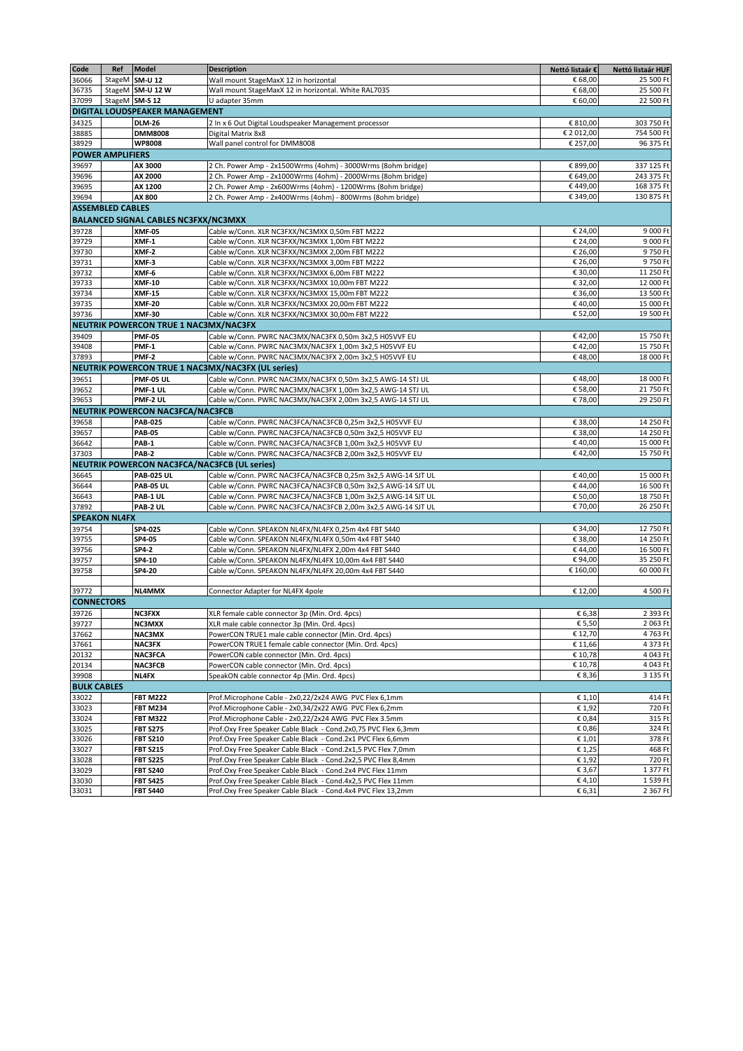| Code | Ref | Model | Description | Nettó listaár € | Nettó listaár HUF |
|---|---|---|---|---|---|
| 36066 | StageM | **SM-U 12** | Wall mount StageMaxX 12 in horizontal | € 68,00 | 25 500 Ft |
| 36735 | StageM | **SM-U 12 W** | Wall mount StageMaxX 12 in horizontal. White RAL7035 | € 68,00 | 25 500 Ft |
| 37099 | StageM | **SM-S 12** | U adapter 35mm | € 60,00 | 22 500 Ft |
| **DIGITAL LOUDSPEAKER MANAGEMENT** | | | | | |
| 34325 | | **DLM-26** | 2 In x 6 Out Digital Loudspeaker Management processor | € 810,00 | 303 750 Ft |
| 38885 | | **DMM8008** | Digital Matrix 8x8 | € 2 012,00 | 754 500 Ft |
| 38929 | | **WP8008** | Wall panel control for DMM8008 | € 257,00 | 96 375 Ft |
| **POWER AMPLIFIERS** | | | | | |
| 39697 | | **AX 3000** | 2 Ch. Power Amp - 2x1500Wrms (4ohm) - 3000Wrms (8ohm bridge) | € 899,00 | 337 125 Ft |
| 39696 | | **AX 2000** | 2 Ch. Power Amp - 2x1000Wrms (4ohm) - 2000Wrms (8ohm bridge) | € 649,00 | 243 375 Ft |
| 39695 | | **AX 1200** | 2 Ch. Power Amp - 2x600Wrms (4ohm) - 1200Wrms (8ohm bridge) | € 449,00 | 168 375 Ft |
| 39694 | | **AX 800** | 2 Ch. Power Amp - 2x400Wrms (4ohm) - 800Wrms (8ohm bridge) | € 349,00 | 130 875 Ft |
| **ASSEMBLED CABLES** | | | | | |
| **BALANCED SIGNAL CABLES NC3FXX/NC3MXX** | | | | | |
| 39728 | | **XMF-05** | Cable w/Conn. XLR NC3FXX/NC3MXX 0,50m FBT M222 | € 24,00 | 9 000 Ft |
| 39729 | | **XMF-1** | Cable w/Conn. XLR NC3FXX/NC3MXX 1,00m FBT M222 | € 24,00 | 9 000 Ft |
| 39730 | | **XMF-2** | Cable w/Conn. XLR NC3FXX/NC3MXX 2,00m FBT M222 | € 26,00 | 9 750 Ft |
| 39731 | | **XMF-3** | Cable w/Conn. XLR NC3FXX/NC3MXX 3,00m FBT M222 | € 26,00 | 9 750 Ft |
| 39732 | | **XMF-6** | Cable w/Conn. XLR NC3FXX/NC3MXX 6,00m FBT M222 | € 30,00 | 11 250 Ft |
| 39733 | | **XMF-10** | Cable w/Conn. XLR NC3FXX/NC3MXX 10,00m FBT M222 | € 32,00 | 12 000 Ft |
| 39734 | | **XMF-15** | Cable w/Conn. XLR NC3FXX/NC3MXX 15,00m FBT M222 | € 36,00 | 13 500 Ft |
| 39735 | | **XMF-20** | Cable w/Conn. XLR NC3FXX/NC3MXX 20,00m FBT M222 | € 40,00 | 15 000 Ft |
| 39736 | | **XMF-30** | Cable w/Conn. XLR NC3FXX/NC3MXX 30,00m FBT M222 | € 52,00 | 19 500 Ft |
| **NEUTRIK POWERCON TRUE 1 NAC3MX/NAC3FX** | | | | | |
| 39409 | | **PMF-05** | Cable w/Conn. PWRC NAC3MX/NAC3FX 0,50m 3x2,5 H05VVF EU | € 42,00 | 15 750 Ft |
| 39408 | | **PMF-1** | Cable w/Conn. PWRC NAC3MX/NAC3FX 1,00m 3x2,5 H05VVF EU | € 42,00 | 15 750 Ft |
| 37893 | | **PMF-2** | Cable w/Conn. PWRC NAC3MX/NAC3FX 2,00m 3x2,5 H05VVF EU | € 48,00 | 18 000 Ft |
| **NEUTRIK POWERCON TRUE 1 NAC3MX/NAC3FX (UL series)** | | | | | |
| 39651 | | **PMF-05 UL** | Cable w/Conn. PWRC NAC3MX/NAC3FX 0,50m 3x2,5 AWG-14 STJ UL | € 48,00 | 18 000 Ft |
| 39652 | | **PMF-1 UL** | Cable w/Conn. PWRC NAC3MX/NAC3FX 1,00m 3x2,5 AWG-14 STJ UL | € 58,00 | 21 750 Ft |
| 39653 | | **PMF-2 UL** | Cable w/Conn. PWRC NAC3MX/NAC3FX 2,00m 3x2,5 AWG-14 STJ UL | € 78,00 | 29 250 Ft |
| **NEUTRIK POWERCON NAC3FCA/NAC3FCB** | | | | | |
| 39658 | | **PAB-025** | Cable w/Conn. PWRC NAC3FCA/NAC3FCB 0,25m 3x2,5 H05VVF EU | € 38,00 | 14 250 Ft |
| 39657 | | **PAB-05** | Cable w/Conn. PWRC NAC3FCA/NAC3FCB 0,50m 3x2,5 H05VVF EU | € 38,00 | 14 250 Ft |
| 36642 | | **PAB-1** | Cable w/Conn. PWRC NAC3FCA/NAC3FCB 1,00m 3x2,5 H05VVF EU | € 40,00 | 15 000 Ft |
| 37303 | | **PAB-2** | Cable w/Conn. PWRC NAC3FCA/NAC3FCB 2,00m 3x2,5 H05VVF EU | € 42,00 | 15 750 Ft |
| **NEUTRIK POWERCON NAC3FCA/NAC3FCB (UL series)** | | | | | |
| 36645 | | **PAB-025 UL** | Cable w/Conn. PWRC NAC3FCA/NAC3FCB 0,25m 3x2,5 AWG-14 SJT UL | € 40,00 | 15 000 Ft |
| 36644 | | **PAB-05 UL** | Cable w/Conn. PWRC NAC3FCA/NAC3FCB 0,50m 3x2,5 AWG-14 SJT UL | € 44,00 | 16 500 Ft |
| 36643 | | **PAB-1 UL** | Cable w/Conn. PWRC NAC3FCA/NAC3FCB 1,00m 3x2,5 AWG-14 SJT UL | € 50,00 | 18 750 Ft |
| 37892 | | **PAB-2 UL** | Cable w/Conn. PWRC NAC3FCA/NAC3FCB 2,00m 3x2,5 AWG-14 SJT UL | € 70,00 | 26 250 Ft |
| **SPEAKON NL4FX** | | | | | |
| 39754 | | **SP4-025** | Cable w/Conn. SPEAKON NL4FX/NL4FX 0,25m 4x4 FBT S440 | € 34,00 | 12 750 Ft |
| 39755 | | **SP4-05** | Cable w/Conn. SPEAKON NL4FX/NL4FX 0,50m 4x4 FBT S440 | € 38,00 | 14 250 Ft |
| 39756 | | **SP4-2** | Cable w/Conn. SPEAKON NL4FX/NL4FX 2,00m 4x4 FBT S440 | € 44,00 | 16 500 Ft |
| 39757 | | **SP4-10** | Cable w/Conn. SPEAKON NL4FX/NL4FX 10,00m 4x4 FBT S440 | € 94,00 | 35 250 Ft |
| 39758 | | **SP4-20** | Cable w/Conn. SPEAKON NL4FX/NL4FX 20,00m 4x4 FBT S440 | € 160,00 | 60 000 Ft |
| | | | | | |
| 39772 | | **NL4MMX** | Connector Adapter for NL4FX 4pole | € 12,00 | 4 500 Ft |
| **CONNECTORS** | | | | | |
| 39726 | | **NC3FXX** | XLR female cable connector 3p (Min. Ord. 4pcs) | € 6,38 | 2 393 Ft |
| 39727 | | **NC3MXX** | XLR male cable connector 3p (Min. Ord. 4pcs) | € 5,50 | 2 063 Ft |
| 37662 | | **NAC3MX** | PowerCON TRUE1 male cable connector (Min. Ord. 4pcs) | € 12,70 | 4 763 Ft |
| 37661 | | **NAC3FX** | PowerCON TRUE1 female cable connector (Min. Ord. 4pcs) | € 11,66 | 4 373 Ft |
| 20132 | | **NAC3FCA** | PowerCON cable connector (Min. Ord. 4pcs) | € 10,78 | 4 043 Ft |
| 20134 | | **NAC3FCB** | PowerCON cable connector (Min. Ord. 4pcs) | € 10,78 | 4 043 Ft |
| 39908 | | **NL4FX** | SpeakON cable connector 4p (Min. Ord. 4pcs) | € 8,36 | 3 135 Ft |
| **BULK CABLES** | | | | | |
| 33022 | | **FBT M222** | Prof.Microphone Cable - 2x0,22/2x24 AWG PVC Flex 6,1mm | € 1,10 | 414 Ft |
| 33023 | | **FBT M234** | Prof.Microphone Cable - 2x0,34/2x22 AWG PVC Flex 6,2mm | € 1,92 | 720 Ft |
| 33024 | | **FBT M322** | Prof.Microphone Cable - 2x0,22/2x24 AWG PVC Flex 3.5mm | € 0,84 | 315 Ft |
| 33025 | | **FBT S275** | Prof.Oxy Free Speaker Cable Black - Cond.2x0,75 PVC Flex 6,3mm | € 0,86 | 324 Ft |
| 33026 | | **FBT S210** | Prof.Oxy Free Speaker Cable Black - Cond.2x1 PVC Flex 6,6mm | € 1,01 | 378 Ft |
| 33027 | | **FBT S215** | Prof.Oxy Free Speaker Cable Black - Cond.2x1,5 PVC Flex 7,0mm | € 1,25 | 468 Ft |
| 33028 | | **FBT S225** | Prof.Oxy Free Speaker Cable Black - Cond.2x2,5 PVC Flex 8,4mm | € 1,92 | 720 Ft |
| 33029 | | **FBT S240** | Prof.Oxy Free Speaker Cable Black - Cond.2x4 PVC Flex 11mm | € 3,67 | 1 377 Ft |
| 33030 | | **FBT S425** | Prof.Oxy Free Speaker Cable Black - Cond.4x2,5 PVC Flex 11mm | € 4,10 | 1 539 Ft |
| 33031 | | **FBT S440** | Prof.Oxy Free Speaker Cable Black - Cond.4x4 PVC Flex 13,2mm | € 6,31 | 2 367 Ft |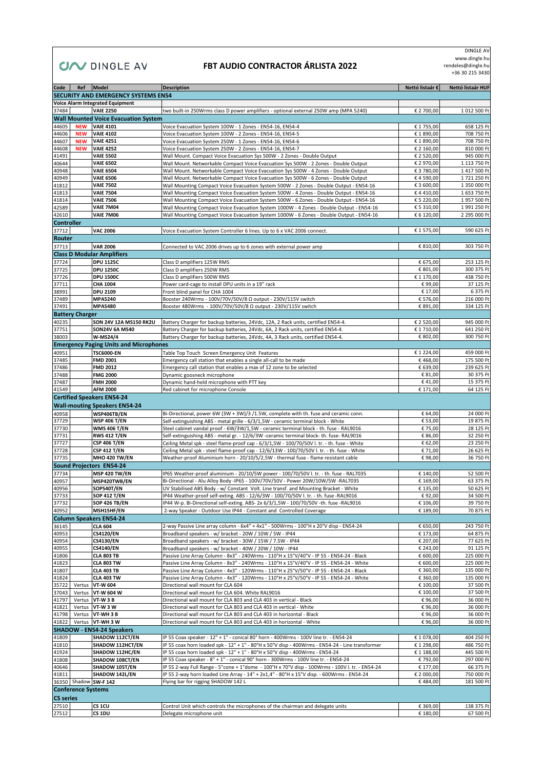DINGLE AV

# FBT AUDIO CONTRACTOR ÁRLISTA 2022

DINGLE AV
www.dingle.hu
rendeles@dingle.hu
+36 30 215 3430

| Code | Ref | Model | Description | Nettó listaár € | Nettó listaár HUF |
|---|---|---|---|---|---|
| **SECURITY AND EMERGENCY SYSTEMS EN54** | | | | | |
| **Voice Alarm Integrated Equipment** | | | | | |
| 37484 | | **VAIE 2250** | two built-in 250Wrms class D power amplifiers - optional external 250W amp (MPA 5240) | € 2 700,00 | 1 012 500 Ft |
| **Wall Mounted Voice Evacuation System** | | | | | |
| 44605 | **NEW** | **VAIE 4101** | Voice Evacuation System 100W - 1 Zones - EN54-16, EN54-4 | € 1 755,00 | 658 125 Ft |
| 44606 | **NEW** | **VAIE 4102** | Voice Evacuation System 100W - 2 Zones - EN54-16, EN54-5 | € 1 890,00 | 708 750 Ft |
| 44607 | **NEW** | **VAIE 4251** | Voice Evacuation System 250W - 1 Zones - EN54-16, EN54-6 | € 1 890,00 | 708 750 Ft |
| 44608 | **NEW** | **VAIE 4252** | Voice Evacuation System 250W - 2 Zones - EN54-16, EN54-7 | € 2 160,00 | 810 000 Ft |
| 41491 | | **VAIE 5502** | Wall Mount. Compact Voice Evacuation Sys 500W - 2 Zones - Double Output | € 2 520,00 | 945 000 Ft |
| 40644 | | **VAIE 6502** | Wall Mount. Networkable Compact Voice Evacuation Sys 500W - 2 Zones - Double Output | € 2 970,00 | 1 113 750 Ft |
| 40948 | | **VAIE 6504** | Wall Mount. Networkable Compact Voice Evacuation Sys 500W - 4 Zones - Double Output | € 3 780,00 | 1 417 500 Ft |
| 40949 | | **VAIE 6506** | Wall Mount. Networkable Compact Voice Evacuation Sys 500W - 6 Zones - Double Output | € 4 590,00 | 1 721 250 Ft |
| 41812 | | **VAIE 7502** | Wall Mounting Compact Voice Evacuation System 500W - 2 Zones - Double Output - EN54-16 | € 3 600,00 | 1 350 000 Ft |
| 41813 | | **VAIE 7504** | Wall Mounting Compact Voice Evacuation System 500W - 4 Zones - Double Output - EN54-16 | € 4 410,00 | 1 653 750 Ft |
| 41814 | | **VAIE 7506** | Wall Mounting Compact Voice Evacuation System 500W - 6 Zones - Double Output - EN54-16 | € 5 220,00 | 1 957 500 Ft |
| 42589 | | **VAIE 7M04** | Wall Mounting Compact Voice Evacuation System 1000W - 4 Zones - Double Output - EN54-16 | € 5 310,00 | 1 991 250 Ft |
| 42610 | | **VAIE 7M06** | Wall Mounting Compact Voice Evacuation System 1000W - 6 Zones - Double Output - EN54-16 | € 6 120,00 | 2 295 000 Ft |
| **Controller** | | | | | |
| 37712 | | **VAC 2006** | Voice Evacuation System Controller 6 lines. Up to 6 x VAC 2006 connect. | € 1 575,00 | 590 625 Ft |
| **Router** | | | | | |
| 37713 | | **VAR 2006** | Connected to VAC 2006 drives up to 6 zones with external power amp | € 810,00 | 303 750 Ft |
| **Class D Modular Amplifiers** | | | | | |
| 37724 | | **DPU 1125C** | Class D amplifiers 125W RMS | € 675,00 | 253 125 Ft |
| 37725 | | **DPU 1250C** | Class D amplifiers 250W RMS | € 801,00 | 300 375 Ft |
| 37726 | | **DPU 1500C** | Class D amplifiers 500W RMS | € 1 170,00 | 438 750 Ft |
| 37711 | | **CHA 1004** | Power card-cage to install DPU units in a 19" rack | € 99,00 | 37 125 Ft |
| 38991 | | **DPU 2109** | Front blind panel for CHA 1004 | € 17,00 | 6 375 Ft |
| 37489 | | **MPA5240** | Booster 240Wrms - 100V/70V/50V/8 Ω output - 230V/115V switch | € 576,00 | 216 000 Ft |
| 37491 | | **MPA5480** | Booster 480Wrms - 100V/70V/50V/8 Ω output - 230V/115V switch | € 891,00 | 334 125 Ft |
| **Battery Charger** | | | | | |
| 40235 | | **SON 24V 12A MS150 RK2U** | Battery Charger for backup batteries, 24Vdc, 12A, 2 Rack units, certified EN54-4. | € 2 520,00 | 945 000 Ft |
| 37751 | | **SON24V 6A MS40** | Battery Charger for backup batteries, 24Vdc, 6A, 2 Rack units, certified EN54-4. | € 1 710,00 | 641 250 Ft |
| 38003 | | **W-MS24/4** | Battery Charger for backup batteries, 24Vdc, 4A, 3 Rack units, certified EN54-4. | € 802,00 | 300 750 Ft |
| **Emergency Paging Units and Microphones** | | | | | |
| 40951 | | **TSC6000-EN** | Table Top Touch Screen Emergency Unit Features | € 1 224,00 | 459 000 Ft |
| 37485 | | **FMD 2001** | Emergency call station that enables a single all-call to be made | € 468,00 | 175 500 Ft |
| 37486 | | **FMD 2012** | Emergency call station that enables a max of 12 zone to be selected | € 639,00 | 239 625 Ft |
| 37488 | | **FMG 2000** | Dynamic goosneck microphone | € 81,00 | 30 375 Ft |
| 37487 | | **FMH 2000** | Dynamic hand-held microphone with PTT key | € 41,00 | 15 375 Ft |
| 41549 | | **AFM 2000** | Red cabinet for microphone Console | € 171,00 | 64 125 Ft |
| **Certified Speakers EN54-24** | | | | | |
| **Wall-mouting Speakers EN54-24** | | | | | |
| 40958 | | **WSP406TB/EN** | Bi-Directional, power 6W (3W + 3W)/3 /1.5W, complete with th. fuse and ceramic conn. | € 64,00 | 24 000 Ft |
| 37729 | | **WSP 406 T/EN** | Self-extinguishing ABS - metal grille - 6/3/1,5W - ceramic terminal block - White | € 53,00 | 19 875 Ft |
| 37730 | | **WMS 406 T/EN** | Steel cabinet vandal proof - 6W/3W/1,5W - ceramic terminal block - th. fuse - RAL9016 | € 75,00 | 28 125 Ft |
| 37731 | | **RWS 412 T/EN** | Self-extinguishing ABS - metal gr. - 12/6/3W -ceramic terminal block- th. fuse- RAL9016 | € 86,00 | 32 250 Ft |
| 37727 | | **CSP 406 T/EN** | Ceiling Metal spk - steel flame-proof cap - 6/3/1,5W - 100/70/50V l. tr. - th. fuse - White | € 62,00 | 23 250 Ft |
| 37728 | | **CSP 412 T/EN** | Ceiling Metal spk - steel flame-proof cap - 12/6/13W - 100/70/50V l. tr. - th. fuse - White | € 71,00 | 26 625 Ft |
| 37735 | | **MHO 420 TW/EN** | Weather-proof Aluminium horn - 20/10/5/2,5W - thermal fuse - flame resistant cable | € 98,00 | 36 750 Ft |
| **Sound Projectors EN54-24** | | | | | |
| 37734 | | **MSP 420 TW/EN** | IP65 Weather-proof aluminium - 20/10/5W power - 100/70/50V l. tr. - th. fuse - RAL7035 | € 140,00 | 52 500 Ft |
| 40957 | | **MSP420TWB/EN** | Bi-Directional - Alu Alloy Body -IP65 - 100V/70V/50V - Power 20W/10W/5W -RAL7035 | € 169,00 | 63 375 Ft |
| 40956 | | **SOP540T/EN** | UV Stabilised ABS Body - w/ Constant Volt. Line transf. and Mounting Bracket - White | € 135,00 | 50 625 Ft |
| 37733 | | **SOP 412 T/EN** | IP44 Weather-proof self-exting. ABS - 12/6/3W - 100/70/50V l. tr. - th. fuse -RAL9016 | € 92,00 | 34 500 Ft |
| 37732 | | **SOP 426 TB/EN** | IP44 W-p. Bi-Directional self-exting. ABS- 2x 6/3/1,5W - 100/70/50V -th. fuse -RAL9016 | € 106,00 | 39 750 Ft |
| 40952 | | **MSH15HF/EN** | 2-way Speaker - Outdoor Use IP44 - Constant and Controlled Coverage | € 189,00 | 70 875 Ft |
| **Column Speakers EN54-24** | | | | | |
| 36145 | | **CLA 604** | 2-way Passive Line array column - 6x4" + 4x1" - 500Wrms - 100°H x 20°V disp - EN54-24 | € 650,00 | 243 750 Ft |
| 40953 | | **CS4120/EN** | Broadband speakers - w/ bracket - 20W / 10W / 5W - IP44 | € 173,00 | 64 875 Ft |
| 40954 | | **CS4130/EN** | Broadband speakers - w/ bracket - 30W / 15W / 7.5W - IP44 | € 207,00 | 77 625 Ft |
| 40955 | | **CS4140/EN** | Broadband speakers - w/ bracket - 40W / 20W / 10W - IP44 | € 243,00 | 91 125 Ft |
| 41806 | | **CLA 803 TB** | Passive Line Array Column - 8x3" - 240Wrms - 110°H x 15°V/40°V - IP 55 - EN54-24 - Black | € 600,00 | 225 000 Ft |
| 41823 | | **CLA 803 TW** | Passive Line Array Column - 8x3" - 240Wrms - 110°H x 15°V/40°V - IP 55 - EN54-24 - White | € 600,00 | 225 000 Ft |
| 41807 | | **CLA 403 TB** | Passive Line Array Column - 4x3" - 120Wrms - 110°H x 25°V/50°V - IP 55 - EN54-24 - Black | € 360,00 | 135 000 Ft |
| 41824 | | **CLA 403 TW** | Passive Line Array Column - 4x3" - 120Wrms - 110°H x 25°V/50°V - IP 55 - EN54-24 - White | € 360,00 | 135 000 Ft |
| 35722 | Vertus | **VT-W 604** | Directional wall mount for CLA 604 | € 100,00 | 37 500 Ft |
| 37043 | Vertus | **VT-W 604 W** | Directional wall mount for CLA 604. White RAL9016 | € 100,00 | 37 500 Ft |
| 41797 | Vertus | **VT-W 3 B** | Directional wall mount for CLA 803 and CLA 403 in vertical - Black | € 96,00 | 36 000 Ft |
| 41821 | Vertus | **VT-W 3 W** | Directional wall mount for CLA 803 and CLA 403 in vertical - White | € 96,00 | 36 000 Ft |
| 41798 | Vertus | **VT-WH 3 B** | Directional wall mount for CLA 803 and CLA 403 in horizontal - Black | € 96,00 | 36 000 Ft |
| 41822 | Vertus | **VT-WH 3 W** | Directional wall mount for CLA 803 and CLA 403 in horizontal - White | € 96,00 | 36 000 Ft |
| **SHADOW - EN54-24 Speakers** | | | | | |
| 41809 | | **SHADOW 112CT/EN** | IP 55 Coax speaker - 12" + 1" - conical 80° horn - 400Wrms - 100V line tr. - EN54-24 | € 1 078,00 | 404 250 Ft |
| 41810 | | **SHADOW 112HCT/EN** | IP 55 coax horn loaded spk - 12" + 1" - 80°H x 50°V disp - 400Wrms - EN54-24 - Line transformer | € 1 298,00 | 486 750 Ft |
| 41924 | | **SHADOW 112HC/EN** | IP 55 coax horn loaded spk - 12" + 1" - 80°H x 50°V disp - 400Wrms - EN54-24 | € 1 188,00 | 445 500 Ft |
| 41808 | | **SHADOW 108CT/EN** | IP 55 Coax speaker - 8" + 1" - conical 90° horn - 300Wrms - 100V line tr. - EN54-24 | € 792,00 | 297 000 Ft |
| 40646 | | **SHADOW 105T/EN** | IP 55 2-way Full Range - 5"cone + 1"dome - 100°H x 70°V disp - 100Wrms - 100V l. tr. - EN54-24 | € 177,00 | 66 375 Ft |
| 41811 | | **SHADOW 142L/EN** | IP 55 2-way horn loaded Line Array - 14" + 2x1,4" - 80°H x 15°V disp. - 600Wrms - EN54-24 | € 2 000,00 | 750 000 Ft |
| 36350 | Shadow | **SW-F 142** | Flying bar for rigging SHADOW 142 L | € 484,00 | 181 500 Ft |
| **Conference Systems** | | | | | |
| **CS series** | | | | | |
| 27510 | | **CS 1CU** | Control Unit which controls the microphones of the chairman and delegate units | € 369,00 | 138 375 Ft |
| 27512 | | **CS 1DU** | Delegate microphone unit | € 180,00 | 67 500 Ft |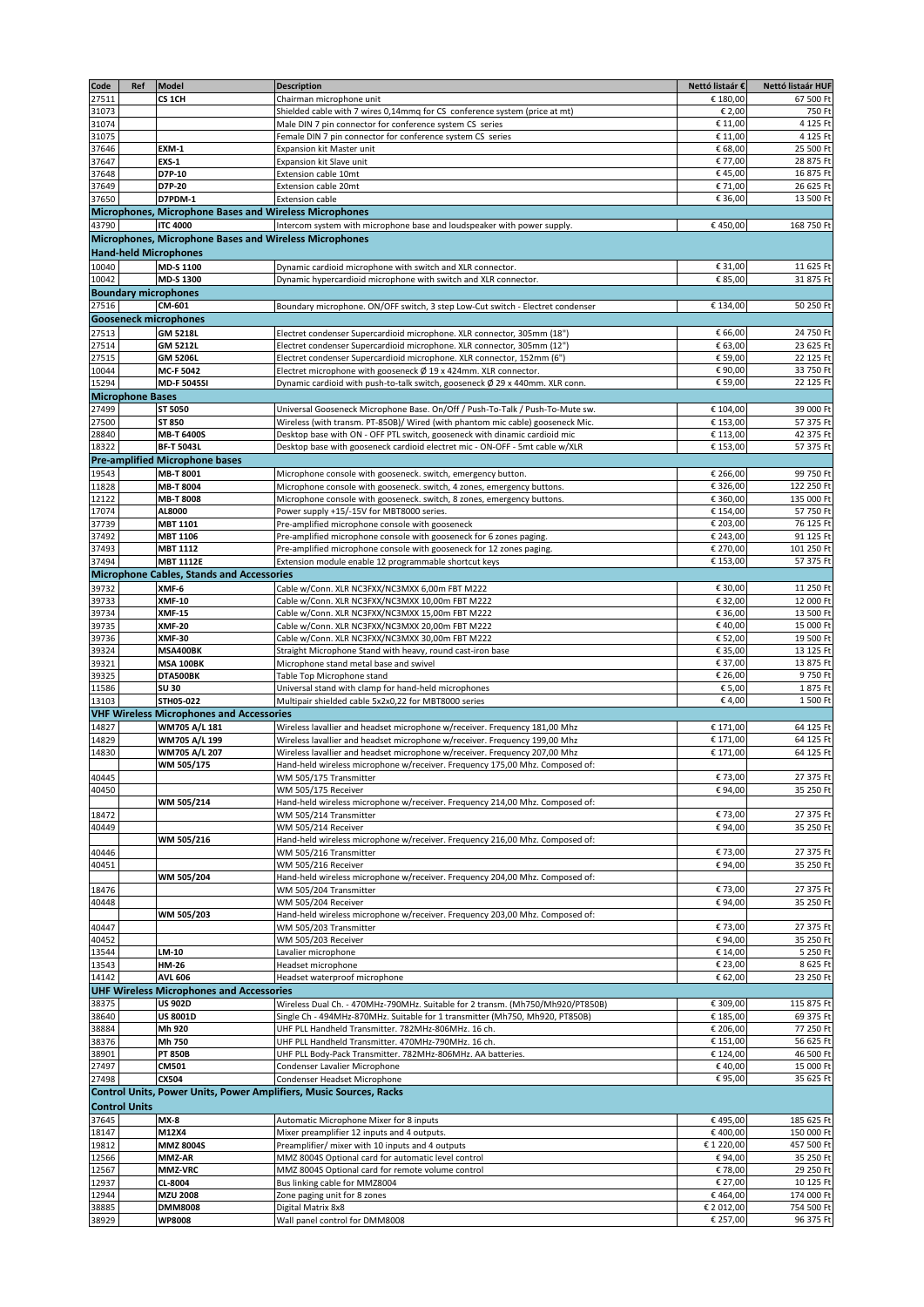| Code | Ref | Model | Description | Nettó listaár € | Nettó listaár HUF |
|---|---|---|---|---|---|
| 27511 | | CS 1CH | Chairman microphone unit | € 180,00 | 67 500 Ft |
| 31073 | | | Shielded cable with 7 wires 0,14mmq for CS conference system (price at mt) | € 2,00 | 750 Ft |
| 31074 | | | Male DIN 7 pin connector for conference system CS series | € 11,00 | 4 125 Ft |
| 31075 | | | Female DIN 7 pin connector for conference system CS series | € 11,00 | 4 125 Ft |
| 37646 | | EXM-1 | Expansion kit Master unit | € 68,00 | 25 500 Ft |
| 37647 | | EXS-1 | Expansion kit Slave unit | € 77,00 | 28 875 Ft |
| 37648 | | D7P-10 | Extension cable 10mt | € 45,00 | 16 875 Ft |
| 37649 | | D7P-20 | Extension cable 20mt | € 71,00 | 26 625 Ft |
| 37650 | | D7PDM-1 | Extension cable | € 36,00 | 13 500 Ft |
| **Microphones, Microphone Bases and Wireless Microphones** | | | | | |
| 43790 | | ITC 4000 | Intercom system with microphone base and loudspeaker with power supply. | € 450,00 | 168 750 Ft |
| **Microphones, Microphone Bases and Wireless Microphones** | | | | | |
| **Hand-held Microphones** | | | | | |
| 10040 | | MD-S 1100 | Dynamic cardioid microphone with switch and XLR connector. | € 31,00 | 11 625 Ft |
| 10042 | | MD-S 1300 | Dynamic hypercardioid microphone with switch and XLR connector. | € 85,00 | 31 875 Ft |
| **Boundary microphones** | | | | | |
| 27516 | | CM-601 | Boundary microphone. ON/OFF switch, 3 step Low-Cut switch - Electret condenser | € 134,00 | 50 250 Ft |
| **Gooseneck microphones** | | | | | |
| 27513 | | GM 5218L | Electret condenser Supercardioid microphone. XLR connector, 305mm (18") | € 66,00 | 24 750 Ft |
| 27514 | | GM 5212L | Electret condenser Supercardioid microphone. XLR connector, 305mm (12") | € 63,00 | 23 625 Ft |
| 27515 | | GM 5206L | Electret condenser Supercardioid microphone. XLR connector, 152mm (6") | € 59,00 | 22 125 Ft |
| 10044 | | MC-F 5042 | Electret microphone with gooseneck Ø 19 x 424mm. XLR connector. | € 90,00 | 33 750 Ft |
| 15294 | | MD-F 5045SI | Dynamic cardioid with push-to-talk switch, gooseneck Ø 29 x 440mm. XLR conn. | € 59,00 | 22 125 Ft |
| **Microphone Bases** | | | | | |
| 27499 | | ST 5050 | Universal Gooseneck Microphone Base. On/Off / Push-To-Talk / Push-To-Mute sw. | € 104,00 | 39 000 Ft |
| 27500 | | ST 850 | Wireless (with transm. PT-850B)/ Wired (with phantom mic cable) gooseneck Mic. | € 153,00 | 57 375 Ft |
| 28840 | | MB-T 6400S | Desktop base with ON - OFF PTL switch, gooseneck with dinamic cardioid mic | € 113,00 | 42 375 Ft |
| 18322 | | BF-T 5043L | Desktop base with gooseneck cardioid electret mic - ON-OFF - 5mt cable w/XLR | € 153,00 | 57 375 Ft |
| **Pre-amplified Microphone bases** | | | | | |
| 19543 | | MB-T 8001 | Microphone console with gooseneck. switch, emergency button. | € 266,00 | 99 750 Ft |
| 11828 | | MB-T 8004 | Microphone console with gooseneck. switch, 4 zones, emergency buttons. | € 326,00 | 122 250 Ft |
| 12122 | | MB-T 8008 | Microphone console with gooseneck. switch, 8 zones, emergency buttons. | € 360,00 | 135 000 Ft |
| 17074 | | AL8000 | Power supply +15/-15V for MBT8000 series. | € 154,00 | 57 750 Ft |
| 37739 | | MBT 1101 | Pre-amplified microphone console with gooseneck | € 203,00 | 76 125 Ft |
| 37492 | | MBT 1106 | Pre-amplified microphone console with gooseneck for 6 zones paging. | € 243,00 | 91 125 Ft |
| 37493 | | MBT 1112 | Pre-amplified microphone console with gooseneck for 12 zones paging. | € 270,00 | 101 250 Ft |
| 37494 | | MBT 1112E | Extension module enable 12 programmable shortcut keys | € 153,00 | 57 375 Ft |
| **Microphone Cables, Stands and Accessories** | | | | | |
| 39732 | | XMF-6 | Cable w/Conn. XLR NC3FXX/NC3MXX 6,00m FBT M222 | € 30,00 | 11 250 Ft |
| 39733 | | XMF-10 | Cable w/Conn. XLR NC3FXX/NC3MXX 10,00m FBT M222 | € 32,00 | 12 000 Ft |
| 39734 | | XMF-15 | Cable w/Conn. XLR NC3FXX/NC3MXX 15,00m FBT M222 | € 36,00 | 13 500 Ft |
| 39735 | | XMF-20 | Cable w/Conn. XLR NC3FXX/NC3MXX 20,00m FBT M222 | € 40,00 | 15 000 Ft |
| 39736 | | XMF-30 | Cable w/Conn. XLR NC3FXX/NC3MXX 30,00m FBT M222 | € 52,00 | 19 500 Ft |
| 39324 | | MSA400BK | Straight Microphone Stand with heavy, round cast-iron base | € 35,00 | 13 125 Ft |
| 39321 | | MSA 100BK | Microphone stand metal base and swivel | € 37,00 | 13 875 Ft |
| 39325 | | DTA500BK | Table Top Microphone stand | € 26,00 | 9 750 Ft |
| 11586 | | SU 30 | Universal stand with clamp for hand-held microphones | € 5,00 | 1 875 Ft |
| 13103 | | STH05-022 | Multipair shielded cable 5x2x0,22 for MBT8000 series | € 4,00 | 1 500 Ft |
| **VHF Wireless Microphones and Accessories** | | | | | |
| 14827 | | WM705 A/L 181 | Wireless lavallier and headset microphone w/receiver. Frequency 181,00 Mhz | € 171,00 | 64 125 Ft |
| 14829 | | WM705 A/L 199 | Wireless lavallier and headset microphone w/receiver. Frequency 199,00 Mhz | € 171,00 | 64 125 Ft |
| 14830 | | WM705 A/L 207 | Wireless lavallier and headset microphone w/receiver. Frequency 207,00 Mhz | € 171,00 | 64 125 Ft |
| | | WM 505/175 | Hand-held wireless microphone w/receiver. Frequency 175,00 Mhz. Composed of: | | |
| 40445 | | | WM 505/175 Transmitter | € 73,00 | 27 375 Ft |
| 40450 | | | WM 505/175 Receiver | € 94,00 | 35 250 Ft |
| | | WM 505/214 | Hand-held wireless microphone w/receiver. Frequency 214,00 Mhz. Composed of: | | |
| 18472 | | | WM 505/214 Transmitter | € 73,00 | 27 375 Ft |
| 40449 | | | WM 505/214 Receiver | € 94,00 | 35 250 Ft |
| | | WM 505/216 | Hand-held wireless microphone w/receiver. Frequency 216,00 Mhz. Composed of: | | |
| 40446 | | | WM 505/216 Transmitter | € 73,00 | 27 375 Ft |
| 40451 | | | WM 505/216 Receiver | € 94,00 | 35 250 Ft |
| | | WM 505/204 | Hand-held wireless microphone w/receiver. Frequency 204,00 Mhz. Composed of: | | |
| 18476 | | | WM 505/204 Transmitter | € 73,00 | 27 375 Ft |
| 40448 | | | WM 505/204 Receiver | € 94,00 | 35 250 Ft |
| | | WM 505/203 | Hand-held wireless microphone w/receiver. Frequency 203,00 Mhz. Composed of: | | |
| 40447 | | | WM 505/203 Transmitter | € 73,00 | 27 375 Ft |
| 40452 | | | WM 505/203 Receiver | € 94,00 | 35 250 Ft |
| 13544 | | LM-10 | Lavalier microphone | € 14,00 | 5 250 Ft |
| 13543 | | HM-26 | Headset microphone | € 23,00 | 8 625 Ft |
| 14142 | | AVL 606 | Headset waterproof microphone | € 62,00 | 23 250 Ft |
| **UHF Wireless Microphones and Accessories** | | | | | |
| 38375 | | US 902D | Wireless Dual Ch. - 470MHz-790MHz. Suitable for 2 transm. (Mh750/Mh920/PT850B) | € 309,00 | 115 875 Ft |
| 38640 | | US 8001D | Single Ch - 494MHz-870MHz. Suitable for 1 transmitter (Mh750, Mh920, PT850B) | € 185,00 | 69 375 Ft |
| 38884 | | Mh 920 | UHF PLL Handheld Transmitter. 782MHz-806MHz. 16 ch. | € 206,00 | 77 250 Ft |
| 38376 | | Mh 750 | UHF PLL Handheld Transmitter. 470MHz-790MHz. 16 ch. | € 151,00 | 56 625 Ft |
| 38901 | | PT 850B | UHF PLL Body-Pack Transmitter. 782MHz-806MHz. AA batteries. | € 124,00 | 46 500 Ft |
| 27497 | | CM501 | Condenser Lavalier Microphone | € 40,00 | 15 000 Ft |
| 27498 | | CX504 | Condenser Headset Microphone | € 95,00 | 35 625 Ft |
| **Control Units, Power Units, Power Amplifiers, Music Sources, Racks** | | | | | |
| **Control Units** | | | | | |
| 37645 | | MX-8 | Automatic Microphone Mixer for 8 inputs | € 495,00 | 185 625 Ft |
| 18147 | | M12X4 | Mixer preamplifier 12 inputs and 4 outputs. | € 400,00 | 150 000 Ft |
| 19812 | | MMZ 8004S | Preamplifier/ mixer with 10 inputs and 4 outputs | € 1 220,00 | 457 500 Ft |
| 12566 | | MMZ-AR | MMZ 8004S Optional card for automatic level control | € 94,00 | 35 250 Ft |
| 12567 | | MMZ-VRC | MMZ 8004S Optional card for remote volume control | € 78,00 | 29 250 Ft |
| 12937 | | CL-8004 | Bus linking cable for MMZ8004 | € 27,00 | 10 125 Ft |
| 12944 | | MZU 2008 | Zone paging unit for 8 zones | € 464,00 | 174 000 Ft |
| 38885 | | DMM8008 | Digital Matrix 8x8 | € 2 012,00 | 754 500 Ft |
| 38929 | | WP8008 | Wall panel control for DMM8008 | € 257,00 | 96 375 Ft |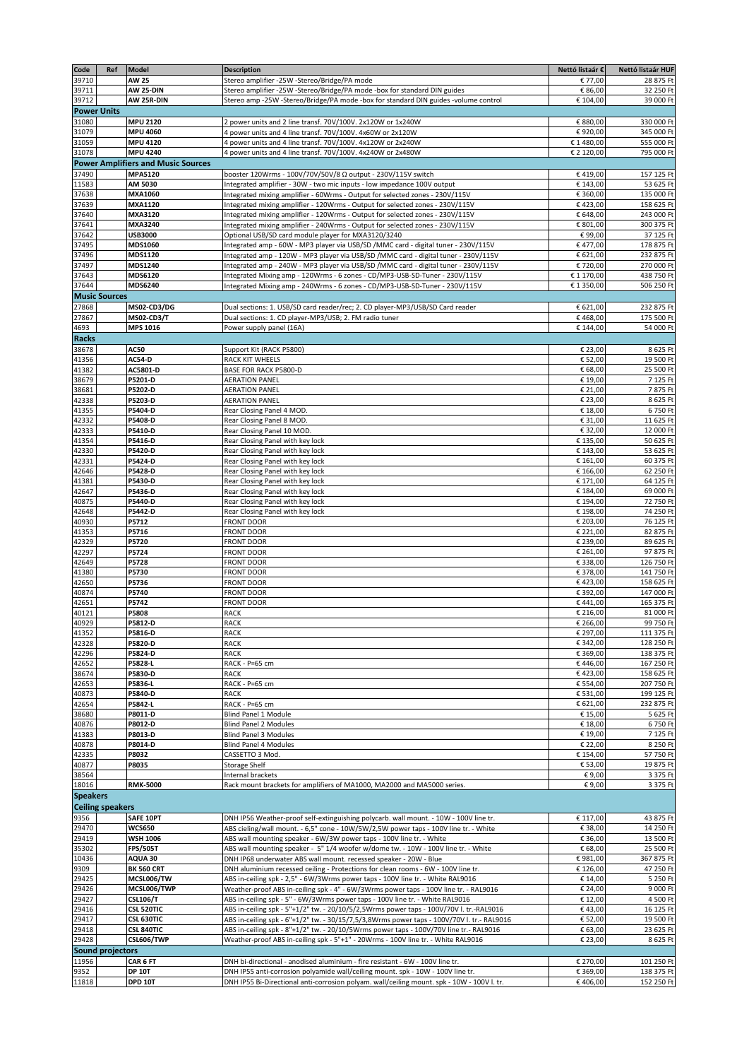| Code | Ref | Model | Description | Nettó listaár € | Nettó listaár HUF |
|---|---|---|---|---|---|
| 39710 | | AW 25 | Stereo amplifier -25W -Stereo/Bridge/PA mode | € 77,00 | 28 875 Ft |
| 39711 | | AW 25-DIN | Stereo amplifier -25W -Stereo/Bridge/PA mode -box for standard DIN guides | € 86,00 | 32 250 Ft |
| 39712 | | AW 25R-DIN | Stereo amp -25W -Stereo/Bridge/PA mode -box for standard DIN guides -volume control | € 104,00 | 39 000 Ft |
| **Power Units** | | | | | |
| 31080 | | MPU 2120 | 2 power units and 2 line transf. 70V/100V. 2x120W or 1x240W | € 880,00 | 330 000 Ft |
| 31079 | | MPU 4060 | 4 power units and 4 line transf. 70V/100V. 4x60W or 2x120W | € 920,00 | 345 000 Ft |
| 31059 | | MPU 4120 | 4 power units and 4 line transf. 70V/100V. 4x120W or 2x240W | € 1 480,00 | 555 000 Ft |
| 31078 | | MPU 4240 | 4 power units and 4 line transf. 70V/100V. 4x240W or 2x480W | € 2 120,00 | 795 000 Ft |
| **Power Amplifiers and Music Sources** | | | | | |
| 37490 | | MPA5120 | booster 120Wrms - 100V/70V/50V/8 Ω output - 230V/115V switch | € 419,00 | 157 125 Ft |
| 11583 | | AM 5030 | Integrated amplifier - 30W - two mic inputs - low impedance 100V output | € 143,00 | 53 625 Ft |
| 37638 | | MXA1060 | Integrated mixing amplifier - 60Wrms - Output for selected zones - 230V/115V | € 360,00 | 135 000 Ft |
| 37639 | | MXA1120 | Integrated mixing amplifier - 120Wrms - Output for selected zones - 230V/115V | € 423,00 | 158 625 Ft |
| 37640 | | MXA3120 | Integrated mixing amplifier - 120Wrms - Output for selected zones - 230V/115V | € 648,00 | 243 000 Ft |
| 37641 | | MXA3240 | Integrated mixing amplifier - 240Wrms - Output for selected zones - 230V/115V | € 801,00 | 300 375 Ft |
| 37642 | | USB3000 | Optional USB/SD card module player for MXA3120/3240 | € 99,00 | 37 125 Ft |
| 37495 | | MDS1060 | Integrated amp - 60W - MP3 player via USB/SD /MMC card - digital tuner - 230V/115V | € 477,00 | 178 875 Ft |
| 37496 | | MDS1120 | Integrated amp - 120W - MP3 player via USB/SD /MMC card - digital tuner - 230V/115V | € 621,00 | 232 875 Ft |
| 37497 | | MDS1240 | Integrated amp - 240W - MP3 player via USB/SD /MMC card - digital tuner - 230V/115V | € 720,00 | 270 000 Ft |
| 37643 | | MDS6120 | Integrated Mixing amp - 120Wrms - 6 zones - CD/MP3-USB-SD-Tuner - 230V/115V | € 1 170,00 | 438 750 Ft |
| 37644 | | MDS6240 | Integrated Mixing amp - 240Wrms - 6 zones - CD/MP3-USB-SD-Tuner - 230V/115V | € 1 350,00 | 506 250 Ft |
| **Music Sources** | | | | | |
| 27868 | | MS02-CD3/DG | Dual sections: 1. USB/SD card reader/rec; 2. CD player-MP3/USB/SD Card reader | € 621,00 | 232 875 Ft |
| 27867 | | MS02-CD3/T | Dual sections: 1. CD player-MP3/USB; 2. FM radio tuner | € 468,00 | 175 500 Ft |
| 4693 | | MPS 1016 | Power supply panel (16A) | € 144,00 | 54 000 Ft |
| **Racks** | | | | | |
| 38678 | | AC50 | Support Kit (RACK P5800) | € 23,00 | 8 625 Ft |
| 41356 | | AC54-D | RACK KIT WHEELS | € 52,00 | 19 500 Ft |
| 41382 | | AC5801-D | BASE FOR RACK P5800-D | € 68,00 | 25 500 Ft |
| 38679 | | P5201-D | AERATION PANEL | € 19,00 | 7 125 Ft |
| 38681 | | P5202-D | AERATION PANEL | € 21,00 | 7 875 Ft |
| 42338 | | P5203-D | AERATION PANEL | € 23,00 | 8 625 Ft |
| 41355 | | P5404-D | Rear Closing Panel 4 MOD. | € 18,00 | 6 750 Ft |
| 42332 | | P5408-D | Rear Closing Panel 8 MOD. | € 31,00 | 11 625 Ft |
| 42333 | | P5410-D | Rear Closing Panel 10 MOD. | € 32,00 | 12 000 Ft |
| 41354 | | P5416-D | Rear Closing Panel with key lock | € 135,00 | 50 625 Ft |
| 42330 | | P5420-D | Rear Closing Panel with key lock | € 143,00 | 53 625 Ft |
| 42331 | | P5424-D | Rear Closing Panel with key lock | € 161,00 | 60 375 Ft |
| 42646 | | P5428-D | Rear Closing Panel with key lock | € 166,00 | 62 250 Ft |
| 41381 | | P5430-D | Rear Closing Panel with key lock | € 171,00 | 64 125 Ft |
| 42647 | | P5436-D | Rear Closing Panel with key lock | € 184,00 | 69 000 Ft |
| 40875 | | P5440-D | Rear Closing Panel with key lock | € 194,00 | 72 750 Ft |
| 42648 | | P5442-D | Rear Closing Panel with key lock | € 198,00 | 74 250 Ft |
| 40930 | | P5712 | FRONT DOOR | € 203,00 | 76 125 Ft |
| 41353 | | P5716 | FRONT DOOR | € 221,00 | 82 875 Ft |
| 42329 | | P5720 | FRONT DOOR | € 239,00 | 89 625 Ft |
| 42297 | | P5724 | FRONT DOOR | € 261,00 | 97 875 Ft |
| 42649 | | P5728 | FRONT DOOR | € 338,00 | 126 750 Ft |
| 41380 | | P5730 | FRONT DOOR | € 378,00 | 141 750 Ft |
| 42650 | | P5736 | FRONT DOOR | € 423,00 | 158 625 Ft |
| 40874 | | P5740 | FRONT DOOR | € 392,00 | 147 000 Ft |
| 42651 | | P5742 | FRONT DOOR | € 441,00 | 165 375 Ft |
| 40121 | | P5808 | RACK | € 216,00 | 81 000 Ft |
| 40929 | | P5812-D | RACK | € 266,00 | 99 750 Ft |
| 41352 | | P5816-D | RACK | € 297,00 | 111 375 Ft |
| 42328 | | P5820-D | RACK | € 342,00 | 128 250 Ft |
| 42296 | | P5824-D | RACK | € 369,00 | 138 375 Ft |
| 42652 | | P5828-L | RACK - P=65 cm | € 446,00 | 167 250 Ft |
| 38674 | | P5830-D | RACK | € 423,00 | 158 625 Ft |
| 42653 | | P5836-L | RACK - P=65 cm | € 554,00 | 207 750 Ft |
| 40873 | | P5840-D | RACK | € 531,00 | 199 125 Ft |
| 42654 | | P5842-L | RACK - P=65 cm | € 621,00 | 232 875 Ft |
| 38680 | | P8011-D | Blind Panel 1 Module | € 15,00 | 5 625 Ft |
| 40876 | | P8012-D | Blind Panel 2 Modules | € 18,00 | 6 750 Ft |
| 41383 | | P8013-D | Blind Panel 3 Modules | € 19,00 | 7 125 Ft |
| 40878 | | P8014-D | Blind Panel 4 Modules | € 22,00 | 8 250 Ft |
| 42335 | | P8032 | CASSETTO 3 Mod. | € 154,00 | 57 750 Ft |
| 40877 | | P8035 | Storage Shelf | € 53,00 | 19 875 Ft |
| 38564 | | | Internal brackets | € 9,00 | 3 375 Ft |
| 18016 | | RMK-5000 | Rack mount brackets for amplifiers of MA1000, MA2000 and MA5000 series. | € 9,00 | 3 375 Ft |
| **Speakers** | | | | | |
| **Ceiling speakers** | | | | | |
| 9356 | | SAFE 10PT | DNH IP56 Weather-proof self-extinguishing polycarb. wall mount. - 10W - 100V line tr. | € 117,00 | 43 875 Ft |
| 29470 | | WCS650 | ABS cieling/wall mount. - 6,5" cone - 10W/5W/2,5W power taps - 100V line tr. - White | € 38,00 | 14 250 Ft |
| 29419 | | WSH 1006 | ABS wall mounting speaker - 6W/3W power taps - 100V line tr. - White | € 36,00 | 13 500 Ft |
| 35302 | | FPS/505T | ABS wall mounting speaker - 5" 1/4 woofer w/dome tw. - 10W - 100V line tr. - White | € 68,00 | 25 500 Ft |
| 10436 | | AQUA 30 | DNH IP68 underwater ABS wall mount. recessed speaker - 20W - Blue | € 981,00 | 367 875 Ft |
| 9309 | | BK 560 CRT | DNH aluminium recessed ceiling - Protections for clean rooms - 6W - 100V line tr. | € 126,00 | 47 250 Ft |
| 29425 | | MCSL006/TW | ABS in-ceiling spk - 2,5" - 6W/3Wrms power taps - 100V line tr. - White RAL9016 | € 14,00 | 5 250 Ft |
| 29426 | | MCSL006/TWP | Weather-proof ABS in-ceiling spk - 4" - 6W/3Wrms power taps - 100V line tr. - RAL9016 | € 24,00 | 9 000 Ft |
| 29427 | | CSL106/T | ABS in-ceiling spk - 5" - 6W/3Wrms power taps - 100V line tr. - White RAL9016 | € 12,00 | 4 500 Ft |
| 29416 | | CSL 520TIC | ABS in-ceiling spk - 5"+1/2" tw. - 20/10/5/2,5Wrms power taps - 100V/70V l. tr.-RAL9016 | € 43,00 | 16 125 Ft |
| 29417 | | CSL 630TIC | ABS in-ceiling spk - 6"+1/2" tw. - 30/15/7,5/3,8Wrms power taps - 100V/70V l. tr.- RAL9016 | € 52,00 | 19 500 Ft |
| 29418 | | CSL 840TIC | ABS in-ceiling spk - 8"+1/2" tw. - 20/10/5Wrms power taps - 100V/70V line tr.- RAL9016 | € 63,00 | 23 625 Ft |
| 29428 | | CSL606/TWP | Weather-proof ABS in-ceiling spk - 5"+1" - 20Wrms - 100V line tr. - White RAL9016 | € 23,00 | 8 625 Ft |
| **Sound projectors** | | | | | |
| 11956 | | CAR 6 FT | DNH bi-directional - anodised aluminium - fire resistant - 6W - 100V line tr. | € 270,00 | 101 250 Ft |
| 9352 | | DP 10T | DNH IP55 anti-corrosion polyamide wall/ceiling mount. spk - 10W - 100V line tr. | € 369,00 | 138 375 Ft |
| 11818 | | DPD 10T | DNH IP55 Bi-Directional anti-corrosion polyam. wall/ceiling mount. spk - 10W - 100V l. tr. | € 406,00 | 152 250 Ft |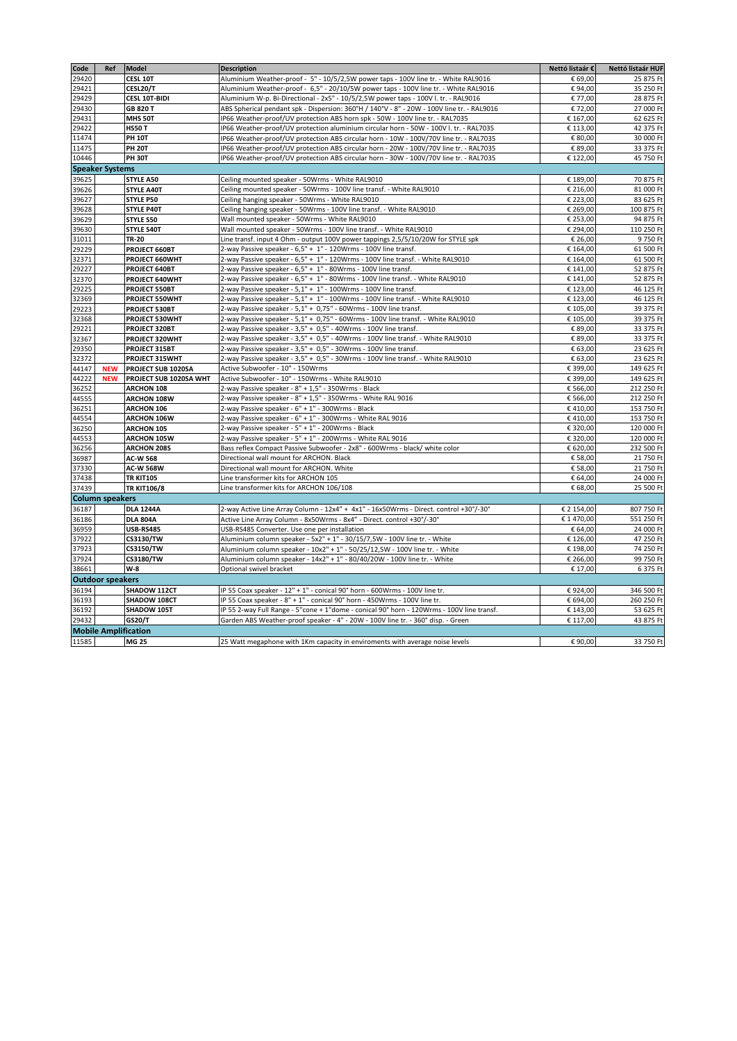| Code | Ref | Model | Description | Nettó listaár € | Nettó listaár HUF |
|---|---|---|---|---|---|
| 29420 | | **CESL 10T** | Aluminium Weather-proof - 5" - 10/5/2,5W power taps - 100V line tr. - White RAL9016 | € 69,00 | 25 875 Ft |
| 29421 | | **CESL20/T** | Aluminium Weather-proof - 6,5" - 20/10/5W power taps - 100V line tr. - White RAL9016 | € 94,00 | 35 250 Ft |
| 29429 | | **CESL 10T-BIDI** | Aluminium W-p. Bi-Directional - 2x5" - 10/5/2,5W power taps - 100V l. tr. - RAL9016 | € 77,00 | 28 875 Ft |
| 29430 | | **GB 820 T** | ABS Spherical pendant spk - Dispersion: 360°H / 140°V - 8" - 20W - 100V line tr. - RAL9016 | € 72,00 | 27 000 Ft |
| 29431 | | **MHS 50T** | IP66 Weather-proof/UV protection ABS horn spk - 50W - 100V line tr. - RAL7035 | € 167,00 | 62 625 Ft |
| 29422 | | **HS50 T** | IP66 Weather-proof/UV protection aluminium circular horn - 50W - 100V l. tr. - RAL7035 | € 113,00 | 42 375 Ft |
| 11474 | | **PH 10T** | IP66 Weather-proof/UV protection ABS circular horn - 10W - 100V/70V line tr. - RAL7035 | € 80,00 | 30 000 Ft |
| 11475 | | **PH 20T** | IP66 Weather-proof/UV protection ABS circular horn - 20W - 100V/70V line tr. - RAL7035 | € 89,00 | 33 375 Ft |
| 10446 | | **PH 30T** | IP66 Weather-proof/UV protection ABS circular horn - 30W - 100V/70V line tr. - RAL7035 | € 122,00 | 45 750 Ft |
| **Speaker Systems** | | | | | |
| 39625 | | **STYLE A50** | Ceiling mounted speaker - 50Wrms - White RAL9010 | € 189,00 | 70 875 Ft |
| 39626 | | **STYLE A40T** | Ceiling mounted speaker - 50Wrms - 100V line transf. - White RAL9010 | € 216,00 | 81 000 Ft |
| 39627 | | **STYLE P50** | Ceiling hanging speaker - 50Wrms - White RAL9010 | € 223,00 | 83 625 Ft |
| 39628 | | **STYLE P40T** | Ceiling hanging speaker - 50Wrms - 100V line transf. - White RAL9010 | € 269,00 | 100 875 Ft |
| 39629 | | **STYLE S50** | Wall mounted speaker - 50Wrms - White RAL9010 | € 253,00 | 94 875 Ft |
| 39630 | | **STYLE S40T** | Wall mounted speaker - 50Wrms - 100V line transf. - White RAL9010 | € 294,00 | 110 250 Ft |
| 31011 | | **TR-20** | Line transf. input 4 Ohm - output 100V power tappings 2,5/5/10/20W for STYLE spk | € 26,00 | 9 750 Ft |
| 29229 | | **PROJECT 660BT** | 2-way Passive speaker - 6,5" + 1" - 120Wrms - 100V line transf. | € 164,00 | 61 500 Ft |
| 32371 | | **PROJECT 660WHT** | 2-way Passive speaker - 6,5" + 1" - 120Wrms - 100V line transf. - White RAL9010 | € 164,00 | 61 500 Ft |
| 29227 | | **PROJECT 640BT** | 2-way Passive speaker - 6,5" + 1" - 80Wrms - 100V line transf. | € 141,00 | 52 875 Ft |
| 32370 | | **PROJECT 640WHT** | 2-way Passive speaker - 6,5" + 1" - 80Wrms - 100V line transf. - White RAL9010 | € 141,00 | 52 875 Ft |
| 29225 | | **PROJECT 550BT** | 2-way Passive speaker - 5,1" + 1" - 100Wrms - 100V line transf. | € 123,00 | 46 125 Ft |
| 32369 | | **PROJECT 550WHT** | 2-way Passive speaker - 5,1" + 1" - 100Wrms - 100V line transf. - White RAL9010 | € 123,00 | 46 125 Ft |
| 29223 | | **PROJECT 530BT** | 2-way Passive speaker - 5,1" + 0,75" - 60Wrms - 100V line transf. | € 105,00 | 39 375 Ft |
| 32368 | | **PROJECT 530WHT** | 2-way Passive speaker - 5,1" + 0,75" - 60Wrms - 100V line transf. - White RAL9010 | € 105,00 | 39 375 Ft |
| 29221 | | **PROJECT 320BT** | 2-way Passive speaker - 3,5" + 0,5" - 40Wrms - 100V line transf. | € 89,00 | 33 375 Ft |
| 32367 | | **PROJECT 320WHT** | 2-way Passive speaker - 3,5" + 0,5" - 40Wrms - 100V line transf. - White RAL9010 | € 89,00 | 33 375 Ft |
| 29350 | | **PROJECT 315BT** | 2-way Passive speaker - 3,5" + 0,5" - 30Wrms - 100V line transf. | € 63,00 | 23 625 Ft |
| 32372 | | **PROJECT 315WHT** | 2-way Passive speaker - 3,5" + 0,5" - 30Wrms - 100V line transf. - White RAL9010 | € 63,00 | 23 625 Ft |
| 44147 | **NEW** | **PROJECT SUB 1020SA** | Active Subwoofer - 10" - 150Wrms | € 399,00 | 149 625 Ft |
| 44222 | **NEW** | **PROJECT SUB 1020SA WHT** | Active Subwoofer - 10" - 150Wrms - White RAL9010 | € 399,00 | 149 625 Ft |
| 36252 | | **ARCHON 108** | 2-way Passive speaker - 8" + 1,5" - 350Wrms - Black | € 566,00 | 212 250 Ft |
| 44555 | | **ARCHON 108W** | 2-way Passive speaker - 8" + 1,5" - 350Wrms - White RAL 9016 | € 566,00 | 212 250 Ft |
| 36251 | | **ARCHON 106** | 2-way Passive speaker - 6" + 1" - 300Wrms - Black | € 410,00 | 153 750 Ft |
| 44554 | | **ARCHON 106W** | 2-way Passive speaker - 6" + 1" - 300Wrms - White RAL 9016 | € 410,00 | 153 750 Ft |
| 36250 | | **ARCHON 105** | 2-way Passive speaker - 5" + 1" - 200Wrms - Black | € 320,00 | 120 000 Ft |
| 44553 | | **ARCHON 105W** | 2-way Passive speaker - 5" + 1" - 200Wrms - White RAL 9016 | € 320,00 | 120 000 Ft |
| 36256 | | **ARCHON 208S** | Bass reflex Compact Passive Subwoofer - 2x8" - 600Wrms - black/ white color | € 620,00 | 232 500 Ft |
| 36987 | | **AC-W 568** | Directional wall mount for ARCHON. Black | € 58,00 | 21 750 Ft |
| 37330 | | **AC-W 568W** | Directional wall mount for ARCHON. White | € 58,00 | 21 750 Ft |
| 37438 | | **TR KIT105** | Line transformer kits for ARCHON 105 | € 64,00 | 24 000 Ft |
| 37439 | | **TR KIT106/8** | Line transformer kits for ARCHON 106/108 | € 68,00 | 25 500 Ft |
| **Column speakers** | | | | | |
| 36187 | | **DLA 1244A** | 2-way Active Line Array Column - 12x4" + 4x1" - 16x50Wrms - Direct. control +30°/-30° | € 2 154,00 | 807 750 Ft |
| 36186 | | **DLA 804A** | Active Line Array Column - 8x50Wrms - 8x4" - Direct. control +30°/-30° | € 1 470,00 | 551 250 Ft |
| 36959 | | **USB-RS485** | USB-RS485 Converter. Use one per installation | € 64,00 | 24 000 Ft |
| 37922 | | **CS3130/TW** | Aluminium column speaker - 5x2" + 1" - 30/15/7,5W - 100V line tr. - White | € 126,00 | 47 250 Ft |
| 37923 | | **CS3150/TW** | Aluminium column speaker - 10x2" + 1" - 50/25/12,5W - 100V line tr. - White | € 198,00 | 74 250 Ft |
| 37924 | | **CS3180/TW** | Aluminium column speaker - 14x2" + 1" - 80/40/20W - 100V line tr. - White | € 266,00 | 99 750 Ft |
| 38661 | | **W-8** | Optional swivel bracket | € 17,00 | 6 375 Ft |
| **Outdoor speakers** | | | | | |
| 36194 | | **SHADOW 112CT** | IP 55 Coax speaker - 12" + 1" - conical 90° horn - 600Wrms - 100V line tr. | € 924,00 | 346 500 Ft |
| 36193 | | **SHADOW 108CT** | IP 55 Coax speaker - 8" + 1" - conical 90° horn - 450Wrms - 100V line tr. | € 694,00 | 260 250 Ft |
| 36192 | | **SHADOW 105T** | IP 55 2-way Full Range - 5"cone + 1"dome - conical 90° horn - 120Wrms - 100V line transf. | € 143,00 | 53 625 Ft |
| 29432 | | **GS20/T** | Garden ABS Weather-proof speaker - 4" - 20W - 100V line tr. - 360° disp. - Green | € 117,00 | 43 875 Ft |
| **Mobile Amplification** | | | | | |
| 11585 | | **MG 25** | 25 Watt megaphone with 1Km capacity in enviroments with average noise levels | € 90,00 | 33 750 Ft |